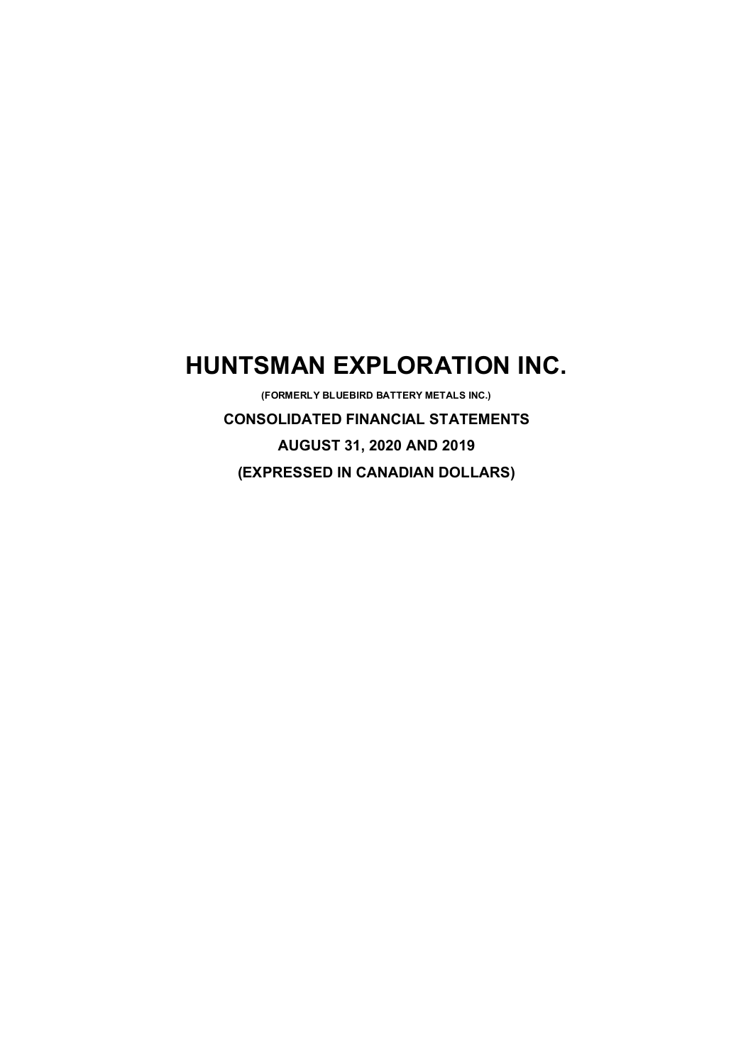# HUNTSMAN EXPLORATION INC.

**(FORMERLY BLUEBIRD BATTERY METALS INC.)**

**CONSOLIDATED FINANCIAL STATEMENTS**

**AUGUST 31, 2020 AND 2019**

**(EXPRESSED IN CANADIAN DOLLARS)**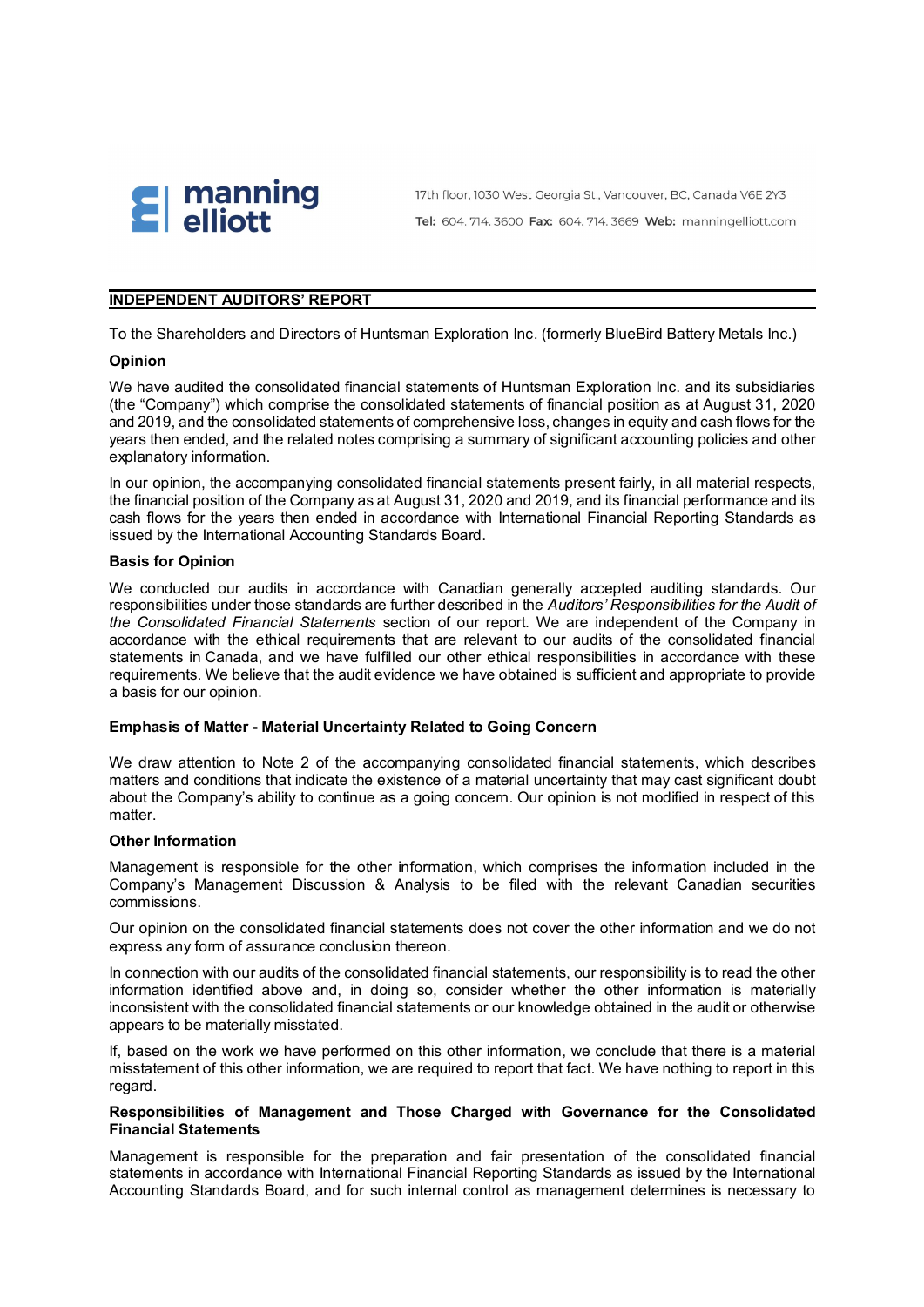manning elliott

17th floor, 1030 West Georgia St., Vancouver, BC, Canada V6E 2Y3

**Tel:** 604. 714. 3600 **Fax:** 604. 714. 3669 **Web:** manningelliott.com

## INDEPENDENT AUDITORS' REPORT

To the Shareholders and Directors of Huntsman Exploration Inc. (formerly BlueBird Battery Metals Inc.)

### Opinion

We have audited the consolidated financial statements of Huntsman Exploration Inc. and its subsidiaries (the "Company") which comprise the consolidated statements of financial position as at August 31, 2020 and 2019, and the consolidated statements of comprehensive loss, changes in equity and cash flows for the years then ended, and the related notes comprising a summary of significant accounting policies and other explanatory information.

In our opinion, the accompanying consolidated financial statements present fairly, in all material respects, the financial position of the Company as at August 31, 2020 and 2019, and its financial performance and its cash flows for the years then ended in accordance with International Financial Reporting Standards as issued by the International Accounting Standards Board.

### Basis for Opinion

We conducted our audits in accordance with Canadian generally accepted auditing standards. Our responsibilities under those standards are further described in the *Auditors' Responsibilities for the Audit of the Consolidated Financial Statements* section of our report. We are independent of the Company in accordance with the ethical requirements that are relevant to our audits of the consolidated financial statements in Canada, and we have fulfilled our other ethical responsibilities in accordance with these requirements. We believe that the audit evidence we have obtained is sufficient and appropriate to provide a basis for our opinion.

### Emphasis of Matter - Material Uncertainty Related to Going Concern

We draw attention to Note 2 of the accompanying consolidated financial statements, which describes matters and conditions that indicate the existence of a material uncertainty that may cast significant doubt about the Company's ability to continue as a going concern. Our opinion is not modified in respect of this matter.

### Other Information

Management is responsible for the other information, which comprises the information included in the Company's Management Discussion & Analysis to be filed with the relevant Canadian securities commissions.

Our opinion on the consolidated financial statements does not cover the other information and we do not express any form of assurance conclusion thereon.

In connection with our audits of the consolidated financial statements, our responsibility is to read the other information identified above and, in doing so, consider whether the other information is materially inconsistent with the consolidated financial statements or our knowledge obtained in the audit or otherwise appears to be materially misstated.

If, based on the work we have performed on this other information, we conclude that there is a material misstatement of this other information, we are required to report that fact. We have nothing to report in this regard.

### Responsibilities of Management and Those Charged with Governance for the Consolidated Financial Statements

Management is responsible for the preparation and fair presentation of the consolidated financial statements in accordance with International Financial Reporting Standards as issued by the International Accounting Standards Board, and for such internal control as management determines is necessary to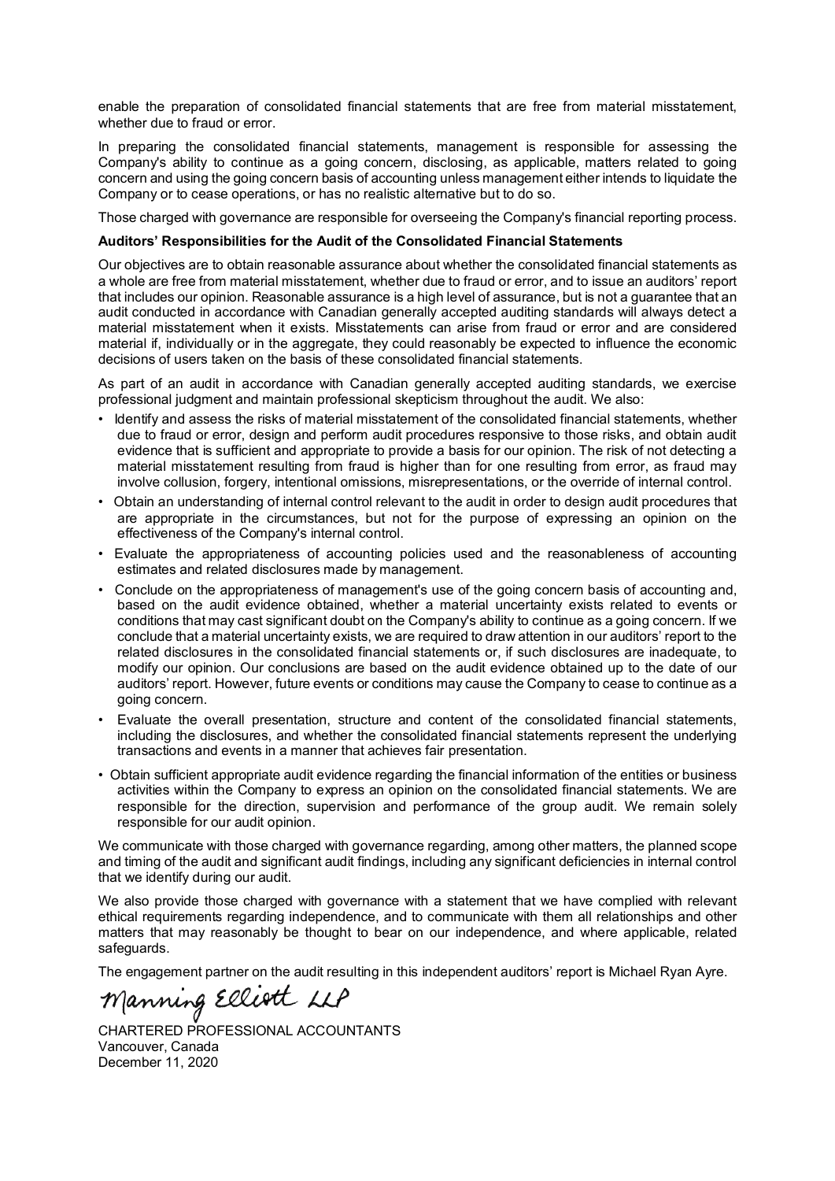enable the preparation of consolidated financial statements that are free from material misstatement, whether due to fraud or error.

In preparing the consolidated financial statements, management is responsible for assessing the Company's ability to continue as a going concern, disclosing, as applicable, matters related to going concern and using the going concern basis of accounting unless management either intends to liquidate the Company or to cease operations, or has no realistic alternative but to do so.

Those charged with governance are responsible for overseeing the Company's financial reporting process.

**Auditors' Responsibilities for the Audit of the Consolidated Financial Statements**

Our objectives are to obtain reasonable assurance about whether the consolidated financial statements as a whole are free from material misstatement, whether due to fraud or error, and to issue an auditors' report that includes our opinion. Reasonable assurance is a high level of assurance, but is not a guarantee that an audit conducted in accordance with Canadian generally accepted auditing standards will always detect a material misstatement when it exists. Misstatements can arise from fraud or error and are considered material if, individually or in the aggregate, they could reasonably be expected to influence the economic decisions of users taken on the basis of these consolidated financial statements.

As part of an audit in accordance with Canadian generally accepted auditing standards, we exercise professional judgment and maintain professional skepticism throughout the audit. We also:

- Identify and assess the risks of material misstatement of the consolidated financial statements, whether due to fraud or error, design and perform audit procedures responsive to those risks, and obtain audit evidence that is sufficient and appropriate to provide a basis for our opinion. The risk of not detecting a material misstatement resulting from fraud is higher than for one resulting from error, as fraud may involve collusion, forgery, intentional omissions, misrepresentations, or the override of internal control.
- Obtain an understanding of internal control relevant to the audit in order to design audit procedures that are appropriate in the circumstances, but not for the purpose of expressing an opinion on the effectiveness of the Company's internal control.
- Evaluate the appropriateness of accounting policies used and the reasonableness of accounting estimates and related disclosures made by management.
- Conclude on the appropriateness of management's use of the going concern basis of accounting and, based on the audit evidence obtained, whether a material uncertainty exists related to events or conditions that may cast significant doubt on the Company's ability to continue as a going concern. If we conclude that a material uncertainty exists, we are required to draw attention in our auditors' report to the related disclosures in the consolidated financial statements or, if such disclosures are inadequate, to modify our opinion. Our conclusions are based on the audit evidence obtained up to the date of our auditors' report. However, future events or conditions may cause the Company to cease to continue as a going concern.
- Evaluate the overall presentation, structure and content of the consolidated financial statements, including the disclosures, and whether the consolidated financial statements represent the underlying transactions and events in a manner that achieves fair presentation.
- Obtain sufficient appropriate audit evidence regarding the financial information of the entities or business activities within the Company to express an opinion on the consolidated financial statements. We are responsible for the direction, supervision and performance of the group audit. We remain solely responsible for our audit opinion.

We communicate with those charged with governance regarding, among other matters, the planned scope and timing of the audit and significant audit findings, including any significant deficiencies in internal control that we identify during our audit.

We also provide those charged with governance with a statement that we have complied with relevant ethical requirements regarding independence, and to communicate with them all relationships and other matters that may reasonably be thought to bear on our independence, and where applicable, related safeguards.

The engagement partner on the audit resulting in this independent auditors' report is Michael Ryan Ayre.

*Manning Elliott LLP*

CHARTERED PROFESSIONAL ACCOUNTANTS
Vancouver, Canada
December 11, 2020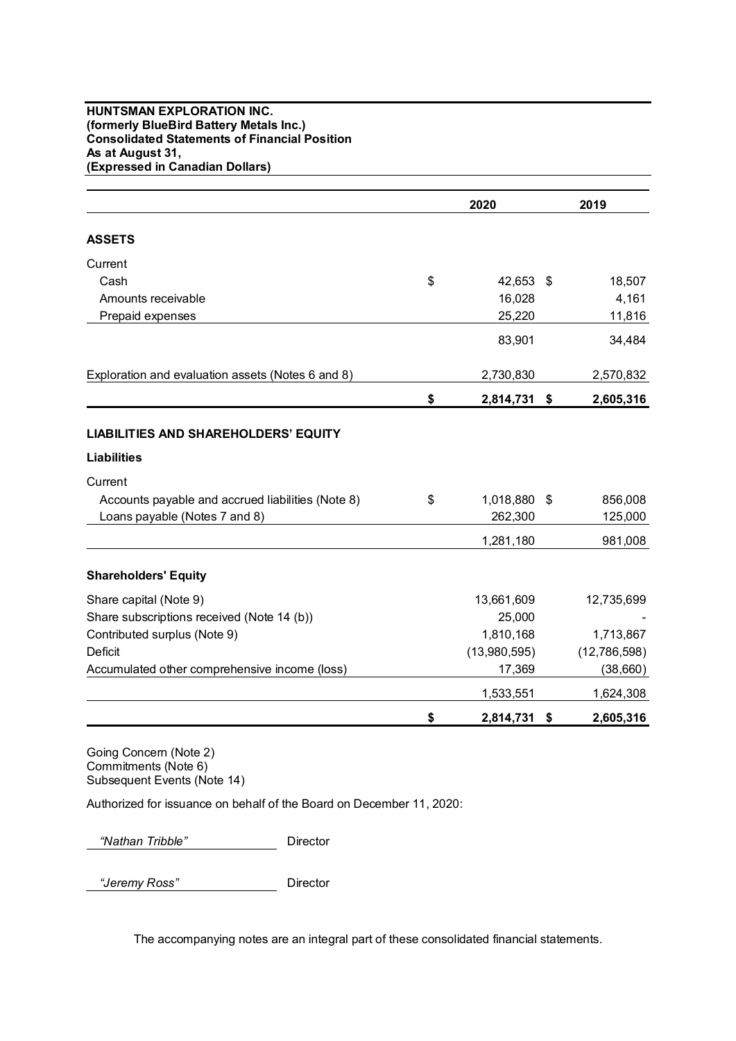**HUNTSMAN EXPLORATION INC.**
**(formerly BlueBird Battery Metals Inc.)**
**Consolidated Statements of Financial Position**
**As at August 31,**
**(Expressed in Canadian Dollars)**

| | 2020 | 2019 |
|---|---|---|
| **ASSETS** | | |
| Current | | |
| Cash | $ 42,653 | $ 18,507 |
| Amounts receivable | 16,028 | 4,161 |
| Prepaid expenses | 25,220 | 11,816 |
| | 83,901 | 34,484 |
| Exploration and evaluation assets (Notes 6 and 8) | 2,730,830 | 2,570,832 |
| | **$ 2,814,731** | **$ 2,605,316** |
| **LIABILITIES AND SHAREHOLDERS' EQUITY** | | |
| **Liabilities** | | |
| Current | | |
| Accounts payable and accrued liabilities (Note 8) | $ 1,018,880 | $ 856,008 |
| Loans payable (Notes 7 and 8) | 262,300 | 125,000 |
| | 1,281,180 | 981,008 |
| **Shareholders' Equity** | | |
| Share capital (Note 9) | 13,661,609 | 12,735,699 |
| Share subscriptions received (Note 14 (b)) | 25,000 | - |
| Contributed surplus (Note 9) | 1,810,168 | 1,713,867 |
| Deficit | (13,980,595) | (12,786,598) |
| Accumulated other comprehensive income (loss) | 17,369 | (38,660) |
| | 1,533,551 | 1,624,308 |
| | **$ 2,814,731** | **$ 2,605,316** |

Going Concern (Note 2)
Commitments (Note 6)
Subsequent Events (Note 14)

Authorized for issuance on behalf of the Board on December 11, 2020:

*"Nathan Tribble"* Director

*"Jeremy Ross"* Director

The accompanying notes are an integral part of these consolidated financial statements.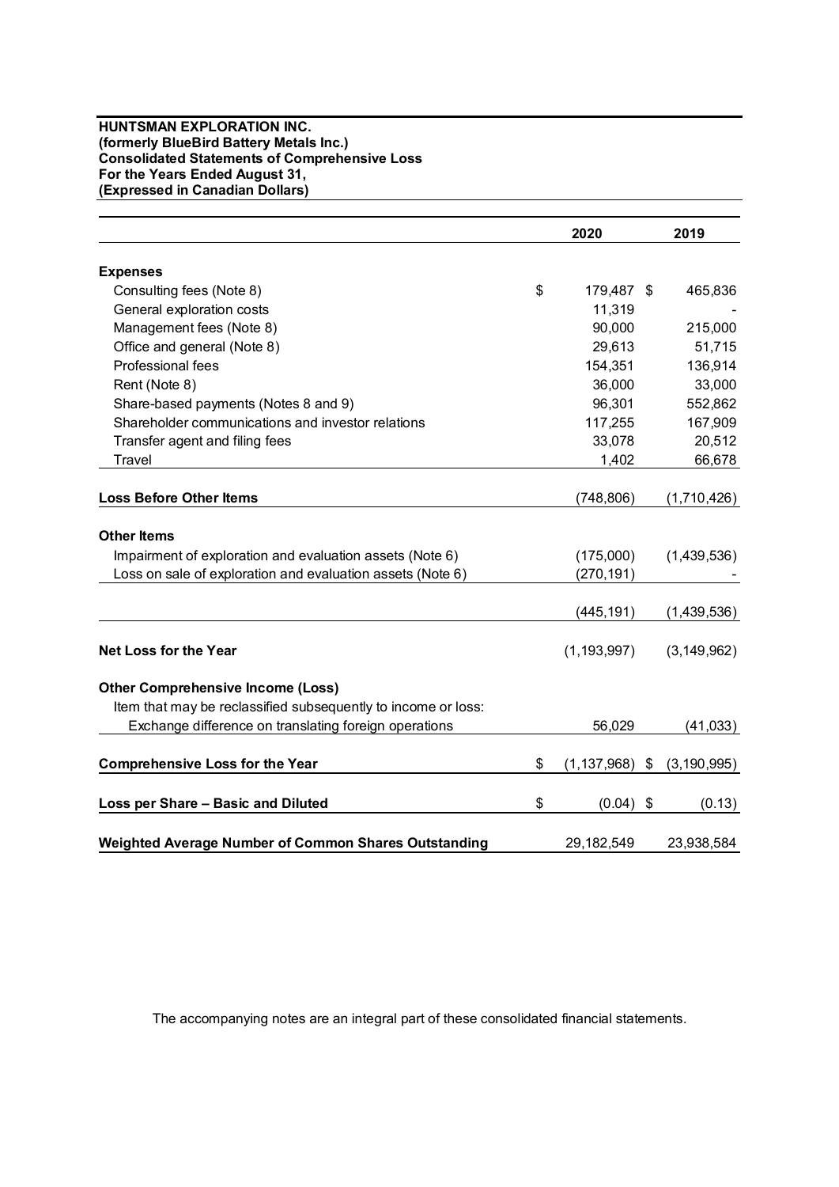**HUNTSMAN EXPLORATION INC.**
**(formerly BlueBird Battery Metals Inc.)**
**Consolidated Statements of Comprehensive Loss**
**For the Years Ended August 31,**
**(Expressed in Canadian Dollars)**

| | 2020 | 2019 |
|---|---|---|
| **Expenses** | | |
| Consulting fees (Note 8) | $ 179,487 | $ 465,836 |
| General exploration costs | 11,319 | - |
| Management fees (Note 8) | 90,000 | 215,000 |
| Office and general (Note 8) | 29,613 | 51,715 |
| Professional fees | 154,351 | 136,914 |
| Rent (Note 8) | 36,000 | 33,000 |
| Share-based payments (Notes 8 and 9) | 96,301 | 552,862 |
| Shareholder communications and investor relations | 117,255 | 167,909 |
| Transfer agent and filing fees | 33,078 | 20,512 |
| Travel | 1,402 | 66,678 |
| **Loss Before Other Items** | (748,806) | (1,710,426) |
| **Other Items** | | |
| Impairment of exploration and evaluation assets (Note 6) | (175,000) | (1,439,536) |
| Loss on sale of exploration and evaluation assets (Note 6) | (270,191) | - |
| | (445,191) | (1,439,536) |
| **Net Loss for the Year** | (1,193,997) | (3,149,962) |
| **Other Comprehensive Income (Loss)** | | |
| Item that may be reclassified subsequently to income or loss: | | |
| Exchange difference on translating foreign operations | 56,029 | (41,033) |
| **Comprehensive Loss for the Year** | $ (1,137,968) | $ (3,190,995) |
| **Loss per Share – Basic and Diluted** | $ (0.04) | $ (0.13) |
| **Weighted Average Number of Common Shares Outstanding** | 29,182,549 | 23,938,584 |

The accompanying notes are an integral part of these consolidated financial statements.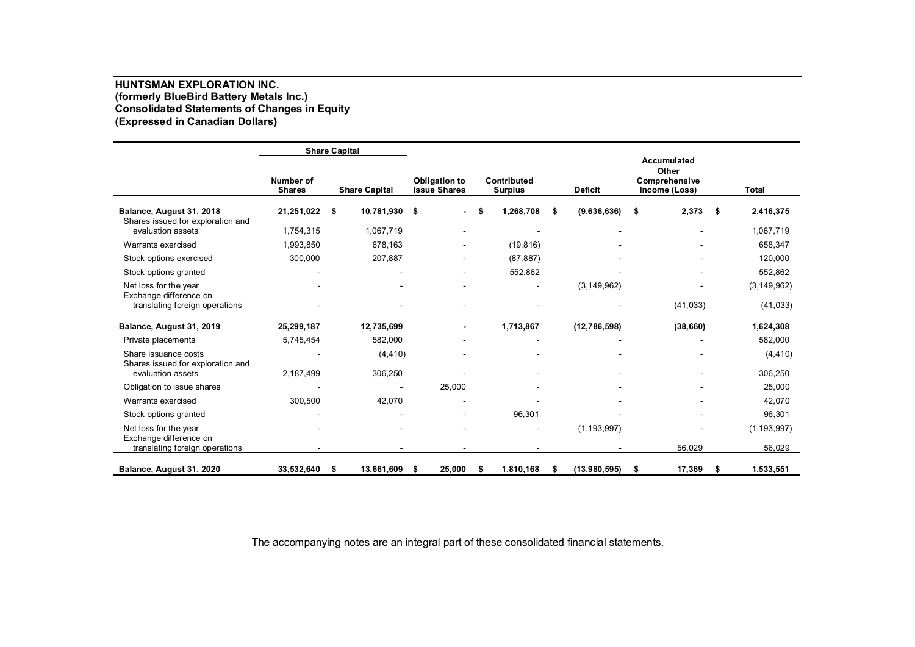**HUNTSMAN EXPLORATION INC.**
**(formerly BlueBird Battery Metals Inc.)**
**Consolidated Statements of Changes in Equity**
**(Expressed in Canadian Dollars)**

| | Share Capital | | | | | | |
|---|---|---|---|---|---|---|---|
| | Number of Shares | Share Capital | Obligation to Issue Shares | Contributed Surplus | Deficit | Accumulated Other Comprehensive Income (Loss) | Total |
| **Balance, August 31, 2018** | **21,251,022** | **$ 10,781,930** | **$ -** | **$ 1,268,708** | **$ (9,636,636)** | **$ 2,373** | **$ 2,416,375** |
| Shares issued for exploration and evaluation assets | 1,754,315 | 1,067,719 | - | - | - | - | 1,067,719 |
| Warrants exercised | 1,993,850 | 678,163 | - | (19,816) | - | - | 658,347 |
| Stock options exercised | 300,000 | 207,887 | - | (87,887) | - | - | 120,000 |
| Stock options granted | - | - | - | 552,862 | - | - | 552,862 |
| Net loss for the year | - | - | - | - | (3,149,962) | - | (3,149,962) |
| Exchange difference on translating foreign operations | - | - | - | - | - | (41,033) | (41,033) |
| **Balance, August 31, 2019** | **25,299,187** | **12,735,699** | **-** | **1,713,867** | **(12,786,598)** | **(38,660)** | **1,624,308** |
| Private placements | 5,745,454 | 582,000 | - | - | - | - | 582,000 |
| Share issuance costs | - | (4,410) | - | - | - | - | (4,410) |
| Shares issued for exploration and evaluation assets | 2,187,499 | 306,250 | - | - | - | - | 306,250 |
| Obligation to issue shares | - | - | 25,000 | - | - | - | 25,000 |
| Warrants exercised | 300,500 | 42,070 | - | - | - | - | 42,070 |
| Stock options granted | - | - | - | 96,301 | - | - | 96,301 |
| Net loss for the year | - | - | - | - | (1,193,997) | - | (1,193,997) |
| Exchange difference on translating foreign operations | - | - | - | - | - | 56,029 | 56,029 |
| **Balance, August 31, 2020** | **33,532,640** | **$ 13,661,609** | **$ 25,000** | **$ 1,810,168** | **$ (13,980,595)** | **$ 17,369** | **$ 1,533,551** |

The accompanying notes are an integral part of these consolidated financial statements.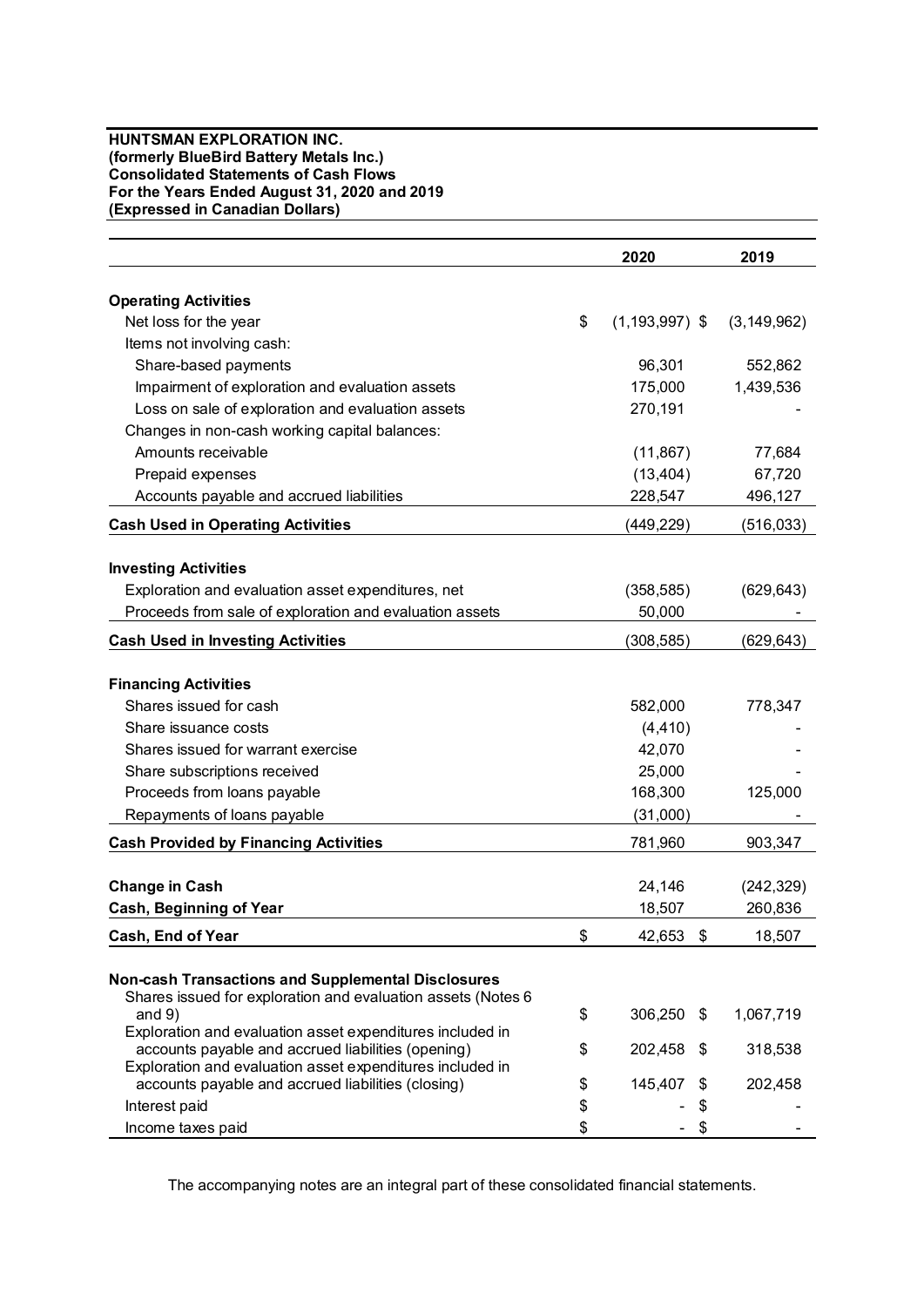**HUNTSMAN EXPLORATION INC.**
**(formerly BlueBird Battery Metals Inc.)**
**Consolidated Statements of Cash Flows**
**For the Years Ended August 31, 2020 and 2019**
**(Expressed in Canadian Dollars)**

| | 2020 | 2019 |
|---|---|---|
| **Operating Activities** | | |
| Net loss for the year | $ (1,193,997) | $ (3,149,962) |
| Items not involving cash: | | |
| Share-based payments | 96,301 | 552,862 |
| Impairment of exploration and evaluation assets | 175,000 | 1,439,536 |
| Loss on sale of exploration and evaluation assets | 270,191 | - |
| Changes in non-cash working capital balances: | | |
| Amounts receivable | (11,867) | 77,684 |
| Prepaid expenses | (13,404) | 67,720 |
| Accounts payable and accrued liabilities | 228,547 | 496,127 |
| **Cash Used in Operating Activities** | (449,229) | (516,033) |
| **Investing Activities** | | |
| Exploration and evaluation asset expenditures, net | (358,585) | (629,643) |
| Proceeds from sale of exploration and evaluation assets | 50,000 | - |
| **Cash Used in Investing Activities** | (308,585) | (629,643) |
| **Financing Activities** | | |
| Shares issued for cash | 582,000 | 778,347 |
| Share issuance costs | (4,410) | - |
| Shares issued for warrant exercise | 42,070 | - |
| Share subscriptions received | 25,000 | - |
| Proceeds from loans payable | 168,300 | 125,000 |
| Repayments of loans payable | (31,000) | - |
| **Cash Provided by Financing Activities** | 781,960 | 903,347 |
| **Change in Cash** | 24,146 | (242,329) |
| **Cash, Beginning of Year** | 18,507 | 260,836 |
| **Cash, End of Year** | $ 42,653 | $ 18,507 |
| **Non-cash Transactions and Supplemental Disclosures** | | |
| Shares issued for exploration and evaluation assets (Notes 6 and 9) | $ 306,250 | $ 1,067,719 |
| Exploration and evaluation asset expenditures included in accounts payable and accrued liabilities (opening) | $ 202,458 | $ 318,538 |
| Exploration and evaluation asset expenditures included in accounts payable and accrued liabilities (closing) | $ 145,407 | $ 202,458 |
| Interest paid | $ - | $ - |
| Income taxes paid | $ - | $ - |

The accompanying notes are an integral part of these consolidated financial statements.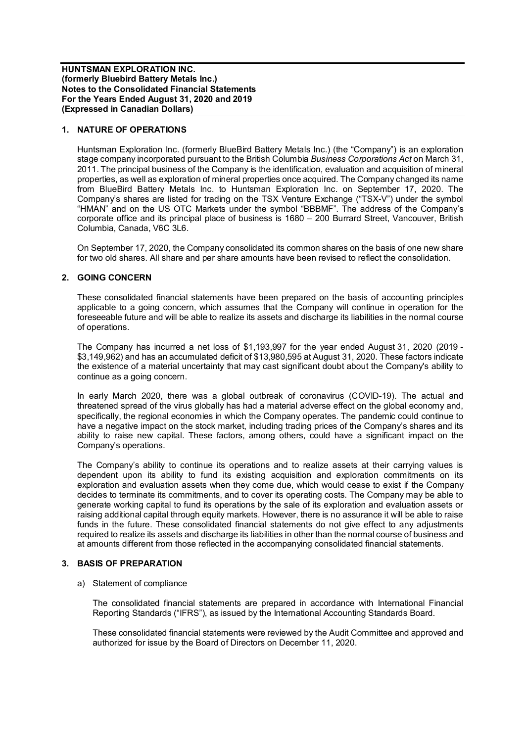**HUNTSMAN EXPLORATION INC.**
**(formerly Bluebird Battery Metals Inc.)**
**Notes to the Consolidated Financial Statements**
**For the Years Ended August 31, 2020 and 2019**
**(Expressed in Canadian Dollars)**

## 1. NATURE OF OPERATIONS

Huntsman Exploration Inc. (formerly BlueBird Battery Metals Inc.) (the "Company") is an exploration stage company incorporated pursuant to the British Columbia *Business Corporations Act* on March 31, 2011. The principal business of the Company is the identification, evaluation and acquisition of mineral properties, as well as exploration of mineral properties once acquired. The Company changed its name from BlueBird Battery Metals Inc. to Huntsman Exploration Inc. on September 17, 2020. The Company's shares are listed for trading on the TSX Venture Exchange ("TSX-V") under the symbol "HMAN" and on the US OTC Markets under the symbol "BBBMF". The address of the Company's corporate office and its principal place of business is 1680 – 200 Burrard Street, Vancouver, British Columbia, Canada, V6C 3L6.

On September 17, 2020, the Company consolidated its common shares on the basis of one new share for two old shares. All share and per share amounts have been revised to reflect the consolidation.

## 2. GOING CONCERN

These consolidated financial statements have been prepared on the basis of accounting principles applicable to a going concern, which assumes that the Company will continue in operation for the foreseeable future and will be able to realize its assets and discharge its liabilities in the normal course of operations.

The Company has incurred a net loss of $1,193,997 for the year ended August 31, 2020 (2019 - $3,149,962) and has an accumulated deficit of $13,980,595 at August 31, 2020. These factors indicate the existence of a material uncertainty that may cast significant doubt about the Company's ability to continue as a going concern.

In early March 2020, there was a global outbreak of coronavirus (COVID-19). The actual and threatened spread of the virus globally has had a material adverse effect on the global economy and, specifically, the regional economies in which the Company operates. The pandemic could continue to have a negative impact on the stock market, including trading prices of the Company's shares and its ability to raise new capital. These factors, among others, could have a significant impact on the Company's operations.

The Company's ability to continue its operations and to realize assets at their carrying values is dependent upon its ability to fund its existing acquisition and exploration commitments on its exploration and evaluation assets when they come due, which would cease to exist if the Company decides to terminate its commitments, and to cover its operating costs. The Company may be able to generate working capital to fund its operations by the sale of its exploration and evaluation assets or raising additional capital through equity markets. However, there is no assurance it will be able to raise funds in the future. These consolidated financial statements do not give effect to any adjustments required to realize its assets and discharge its liabilities in other than the normal course of business and at amounts different from those reflected in the accompanying consolidated financial statements.

## 3. BASIS OF PREPARATION

a) Statement of compliance

The consolidated financial statements are prepared in accordance with International Financial Reporting Standards ("IFRS"), as issued by the International Accounting Standards Board.

These consolidated financial statements were reviewed by the Audit Committee and approved and authorized for issue by the Board of Directors on December 11, 2020.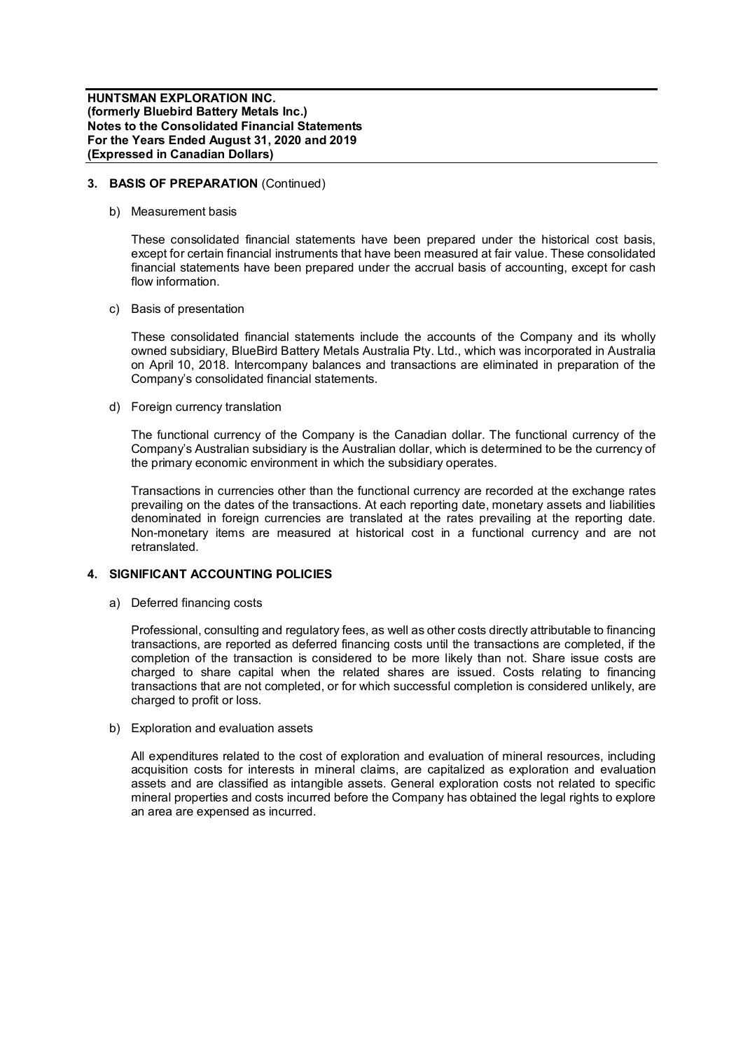## 3. BASIS OF PREPARATION (Continued)

b) Measurement basis

These consolidated financial statements have been prepared under the historical cost basis, except for certain financial instruments that have been measured at fair value. These consolidated financial statements have been prepared under the accrual basis of accounting, except for cash flow information.

c) Basis of presentation

These consolidated financial statements include the accounts of the Company and its wholly owned subsidiary, BlueBird Battery Metals Australia Pty. Ltd., which was incorporated in Australia on April 10, 2018. Intercompany balances and transactions are eliminated in preparation of the Company's consolidated financial statements.

d) Foreign currency translation

The functional currency of the Company is the Canadian dollar. The functional currency of the Company's Australian subsidiary is the Australian dollar, which is determined to be the currency of the primary economic environment in which the subsidiary operates.

Transactions in currencies other than the functional currency are recorded at the exchange rates prevailing on the dates of the transactions. At each reporting date, monetary assets and liabilities denominated in foreign currencies are translated at the rates prevailing at the reporting date. Non-monetary items are measured at historical cost in a functional currency and are not retranslated.

## 4. SIGNIFICANT ACCOUNTING POLICIES

a) Deferred financing costs

Professional, consulting and regulatory fees, as well as other costs directly attributable to financing transactions, are reported as deferred financing costs until the transactions are completed, if the completion of the transaction is considered to be more likely than not. Share issue costs are charged to share capital when the related shares are issued. Costs relating to financing transactions that are not completed, or for which successful completion is considered unlikely, are charged to profit or loss.

b) Exploration and evaluation assets

All expenditures related to the cost of exploration and evaluation of mineral resources, including acquisition costs for interests in mineral claims, are capitalized as exploration and evaluation assets and are classified as intangible assets. General exploration costs not related to specific mineral properties and costs incurred before the Company has obtained the legal rights to explore an area are expensed as incurred.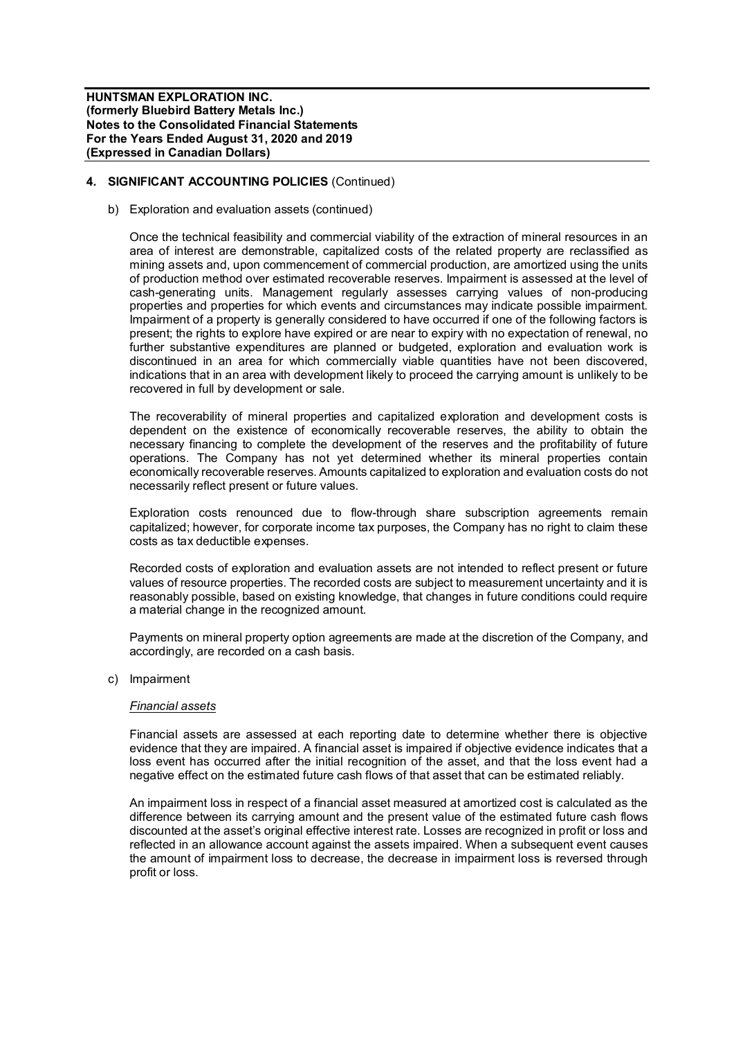## 4. SIGNIFICANT ACCOUNTING POLICIES (Continued)

b) Exploration and evaluation assets (continued)

Once the technical feasibility and commercial viability of the extraction of mineral resources in an area of interest are demonstrable, capitalized costs of the related property are reclassified as mining assets and, upon commencement of commercial production, are amortized using the units of production method over estimated recoverable reserves. Impairment is assessed at the level of cash-generating units. Management regularly assesses carrying values of non-producing properties and properties for which events and circumstances may indicate possible impairment. Impairment of a property is generally considered to have occurred if one of the following factors is present; the rights to explore have expired or are near to expiry with no expectation of renewal, no further substantive expenditures are planned or budgeted, exploration and evaluation work is discontinued in an area for which commercially viable quantities have not been discovered, indications that in an area with development likely to proceed the carrying amount is unlikely to be recovered in full by development or sale.

The recoverability of mineral properties and capitalized exploration and development costs is dependent on the existence of economically recoverable reserves, the ability to obtain the necessary financing to complete the development of the reserves and the profitability of future operations. The Company has not yet determined whether its mineral properties contain economically recoverable reserves. Amounts capitalized to exploration and evaluation costs do not necessarily reflect present or future values.

Exploration costs renounced due to flow-through share subscription agreements remain capitalized; however, for corporate income tax purposes, the Company has no right to claim these costs as tax deductible expenses.

Recorded costs of exploration and evaluation assets are not intended to reflect present or future values of resource properties. The recorded costs are subject to measurement uncertainty and it is reasonably possible, based on existing knowledge, that changes in future conditions could require a material change in the recognized amount.

Payments on mineral property option agreements are made at the discretion of the Company, and accordingly, are recorded on a cash basis.

c) Impairment

*Financial assets*

Financial assets are assessed at each reporting date to determine whether there is objective evidence that they are impaired. A financial asset is impaired if objective evidence indicates that a loss event has occurred after the initial recognition of the asset, and that the loss event had a negative effect on the estimated future cash flows of that asset that can be estimated reliably.

An impairment loss in respect of a financial asset measured at amortized cost is calculated as the difference between its carrying amount and the present value of the estimated future cash flows discounted at the asset's original effective interest rate. Losses are recognized in profit or loss and reflected in an allowance account against the assets impaired. When a subsequent event causes the amount of impairment loss to decrease, the decrease in impairment loss is reversed through profit or loss.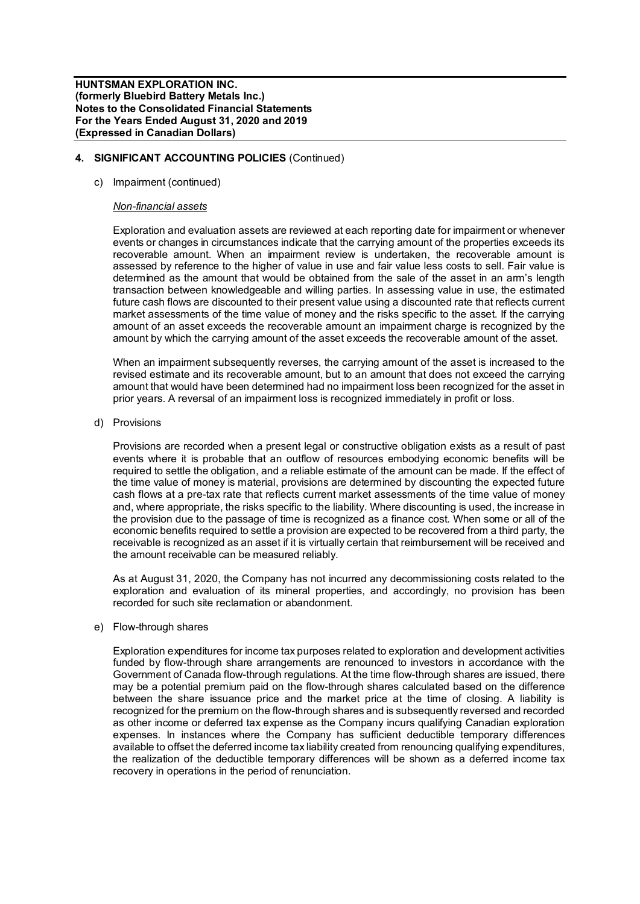## 4. SIGNIFICANT ACCOUNTING POLICIES (Continued)

c) Impairment (continued)

*Non-financial assets*

Exploration and evaluation assets are reviewed at each reporting date for impairment or whenever events or changes in circumstances indicate that the carrying amount of the properties exceeds its recoverable amount. When an impairment review is undertaken, the recoverable amount is assessed by reference to the higher of value in use and fair value less costs to sell. Fair value is determined as the amount that would be obtained from the sale of the asset in an arm's length transaction between knowledgeable and willing parties. In assessing value in use, the estimated future cash flows are discounted to their present value using a discounted rate that reflects current market assessments of the time value of money and the risks specific to the asset. If the carrying amount of an asset exceeds the recoverable amount an impairment charge is recognized by the amount by which the carrying amount of the asset exceeds the recoverable amount of the asset.

When an impairment subsequently reverses, the carrying amount of the asset is increased to the revised estimate and its recoverable amount, but to an amount that does not exceed the carrying amount that would have been determined had no impairment loss been recognized for the asset in prior years. A reversal of an impairment loss is recognized immediately in profit or loss.

d) Provisions

Provisions are recorded when a present legal or constructive obligation exists as a result of past events where it is probable that an outflow of resources embodying economic benefits will be required to settle the obligation, and a reliable estimate of the amount can be made. If the effect of the time value of money is material, provisions are determined by discounting the expected future cash flows at a pre-tax rate that reflects current market assessments of the time value of money and, where appropriate, the risks specific to the liability. Where discounting is used, the increase in the provision due to the passage of time is recognized as a finance cost. When some or all of the economic benefits required to settle a provision are expected to be recovered from a third party, the receivable is recognized as an asset if it is virtually certain that reimbursement will be received and the amount receivable can be measured reliably.

As at August 31, 2020, the Company has not incurred any decommissioning costs related to the exploration and evaluation of its mineral properties, and accordingly, no provision has been recorded for such site reclamation or abandonment.

e) Flow-through shares

Exploration expenditures for income tax purposes related to exploration and development activities funded by flow-through share arrangements are renounced to investors in accordance with the Government of Canada flow-through regulations. At the time flow-through shares are issued, there may be a potential premium paid on the flow-through shares calculated based on the difference between the share issuance price and the market price at the time of closing. A liability is recognized for the premium on the flow-through shares and is subsequently reversed and recorded as other income or deferred tax expense as the Company incurs qualifying Canadian exploration expenses. In instances where the Company has sufficient deductible temporary differences available to offset the deferred income tax liability created from renouncing qualifying expenditures, the realization of the deductible temporary differences will be shown as a deferred income tax recovery in operations in the period of renunciation.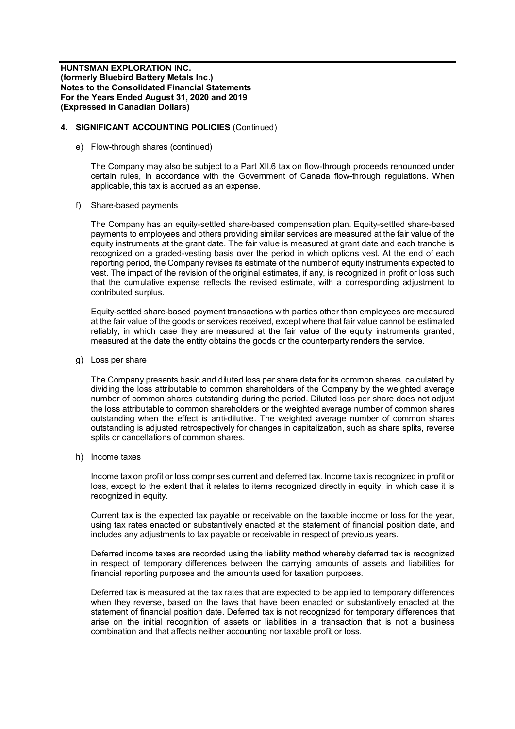## 4. SIGNIFICANT ACCOUNTING POLICIES (Continued)

e) Flow-through shares (continued)

The Company may also be subject to a Part XII.6 tax on flow-through proceeds renounced under certain rules, in accordance with the Government of Canada flow-through regulations. When applicable, this tax is accrued as an expense.

f) Share-based payments

The Company has an equity-settled share-based compensation plan. Equity-settled share-based payments to employees and others providing similar services are measured at the fair value of the equity instruments at the grant date. The fair value is measured at grant date and each tranche is recognized on a graded-vesting basis over the period in which options vest. At the end of each reporting period, the Company revises its estimate of the number of equity instruments expected to vest. The impact of the revision of the original estimates, if any, is recognized in profit or loss such that the cumulative expense reflects the revised estimate, with a corresponding adjustment to contributed surplus.

Equity-settled share-based payment transactions with parties other than employees are measured at the fair value of the goods or services received, except where that fair value cannot be estimated reliably, in which case they are measured at the fair value of the equity instruments granted, measured at the date the entity obtains the goods or the counterparty renders the service.

g) Loss per share

The Company presents basic and diluted loss per share data for its common shares, calculated by dividing the loss attributable to common shareholders of the Company by the weighted average number of common shares outstanding during the period. Diluted loss per share does not adjust the loss attributable to common shareholders or the weighted average number of common shares outstanding when the effect is anti-dilutive. The weighted average number of common shares outstanding is adjusted retrospectively for changes in capitalization, such as share splits, reverse splits or cancellations of common shares.

h) Income taxes

Income tax on profit or loss comprises current and deferred tax. Income tax is recognized in profit or loss, except to the extent that it relates to items recognized directly in equity, in which case it is recognized in equity.

Current tax is the expected tax payable or receivable on the taxable income or loss for the year, using tax rates enacted or substantively enacted at the statement of financial position date, and includes any adjustments to tax payable or receivable in respect of previous years.

Deferred income taxes are recorded using the liability method whereby deferred tax is recognized in respect of temporary differences between the carrying amounts of assets and liabilities for financial reporting purposes and the amounts used for taxation purposes.

Deferred tax is measured at the tax rates that are expected to be applied to temporary differences when they reverse, based on the laws that have been enacted or substantively enacted at the statement of financial position date. Deferred tax is not recognized for temporary differences that arise on the initial recognition of assets or liabilities in a transaction that is not a business combination and that affects neither accounting nor taxable profit or loss.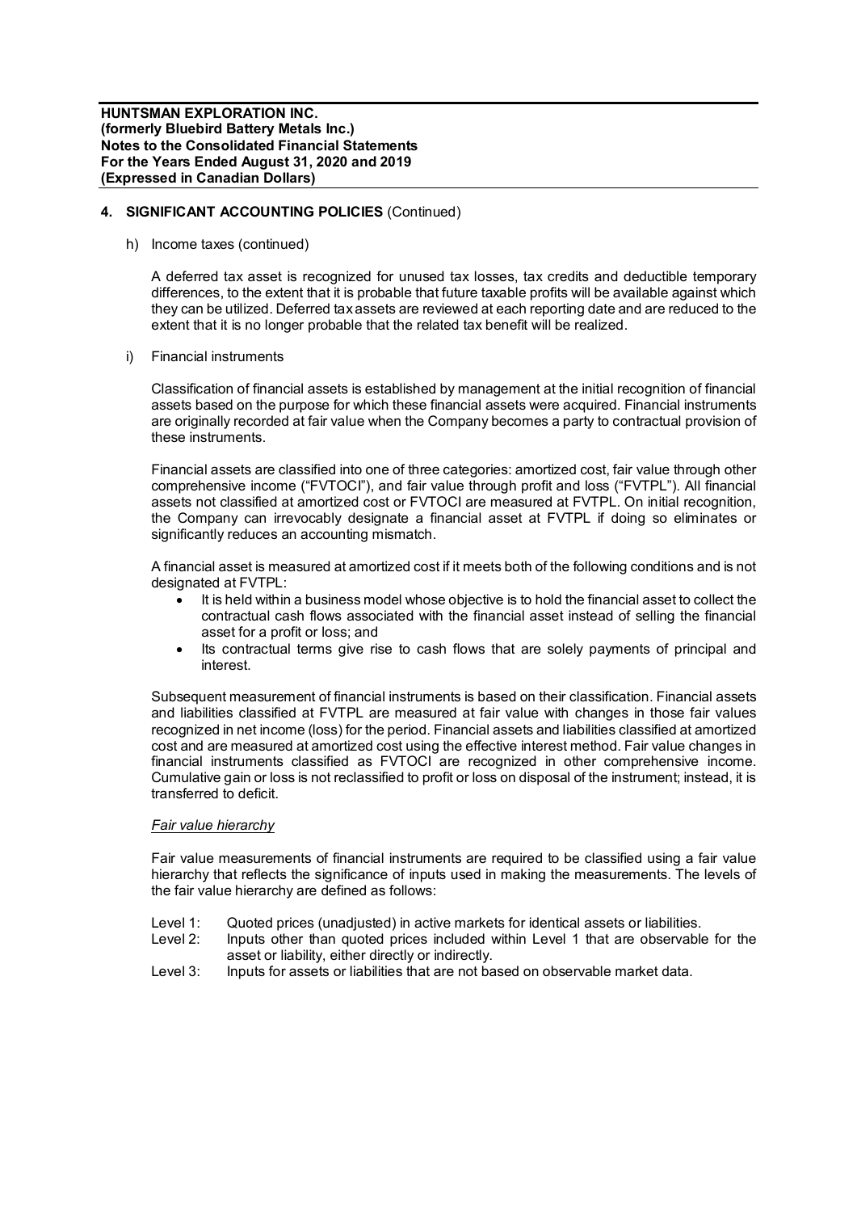## 4. SIGNIFICANT ACCOUNTING POLICIES (Continued)

h) Income taxes (continued)

A deferred tax asset is recognized for unused tax losses, tax credits and deductible temporary differences, to the extent that it is probable that future taxable profits will be available against which they can be utilized. Deferred tax assets are reviewed at each reporting date and are reduced to the extent that it is no longer probable that the related tax benefit will be realized.

i) Financial instruments

Classification of financial assets is established by management at the initial recognition of financial assets based on the purpose for which these financial assets were acquired. Financial instruments are originally recorded at fair value when the Company becomes a party to contractual provision of these instruments.

Financial assets are classified into one of three categories: amortized cost, fair value through other comprehensive income ("FVTOCI"), and fair value through profit and loss ("FVTPL"). All financial assets not classified at amortized cost or FVTOCI are measured at FVTPL. On initial recognition, the Company can irrevocably designate a financial asset at FVTPL if doing so eliminates or significantly reduces an accounting mismatch.

A financial asset is measured at amortized cost if it meets both of the following conditions and is not designated at FVTPL:

- It is held within a business model whose objective is to hold the financial asset to collect the contractual cash flows associated with the financial asset instead of selling the financial asset for a profit or loss; and
- Its contractual terms give rise to cash flows that are solely payments of principal and interest.

Subsequent measurement of financial instruments is based on their classification. Financial assets and liabilities classified at FVTPL are measured at fair value with changes in those fair values recognized in net income (loss) for the period. Financial assets and liabilities classified at amortized cost and are measured at amortized cost using the effective interest method. Fair value changes in financial instruments classified as FVTOCI are recognized in other comprehensive income. Cumulative gain or loss is not reclassified to profit or loss on disposal of the instrument; instead, it is transferred to deficit.

*Fair value hierarchy*

Fair value measurements of financial instruments are required to be classified using a fair value hierarchy that reflects the significance of inputs used in making the measurements. The levels of the fair value hierarchy are defined as follows:

Level 1: Quoted prices (unadjusted) in active markets for identical assets or liabilities.
Level 2: Inputs other than quoted prices included within Level 1 that are observable for the asset or liability, either directly or indirectly.
Level 3: Inputs for assets or liabilities that are not based on observable market data.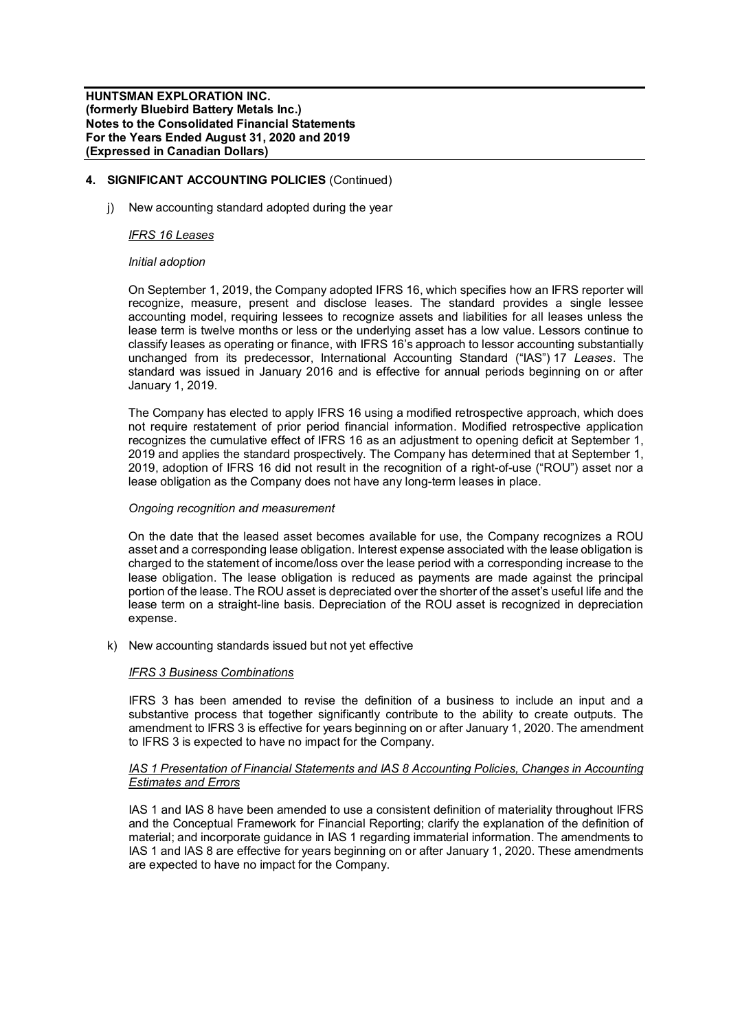**4. SIGNIFICANT ACCOUNTING POLICIES** (Continued)

j) New accounting standard adopted during the year

*IFRS 16 Leases*

*Initial adoption*

On September 1, 2019, the Company adopted IFRS 16, which specifies how an IFRS reporter will recognize, measure, present and disclose leases. The standard provides a single lessee accounting model, requiring lessees to recognize assets and liabilities for all leases unless the lease term is twelve months or less or the underlying asset has a low value. Lessors continue to classify leases as operating or finance, with IFRS 16's approach to lessor accounting substantially unchanged from its predecessor, International Accounting Standard ("IAS") 17 *Leases*. The standard was issued in January 2016 and is effective for annual periods beginning on or after January 1, 2019.

The Company has elected to apply IFRS 16 using a modified retrospective approach, which does not require restatement of prior period financial information. Modified retrospective application recognizes the cumulative effect of IFRS 16 as an adjustment to opening deficit at September 1, 2019 and applies the standard prospectively. The Company has determined that at September 1, 2019, adoption of IFRS 16 did not result in the recognition of a right-of-use ("ROU") asset nor a lease obligation as the Company does not have any long-term leases in place.

*Ongoing recognition and measurement*

On the date that the leased asset becomes available for use, the Company recognizes a ROU asset and a corresponding lease obligation. Interest expense associated with the lease obligation is charged to the statement of income/loss over the lease period with a corresponding increase to the lease obligation. The lease obligation is reduced as payments are made against the principal portion of the lease. The ROU asset is depreciated over the shorter of the asset's useful life and the lease term on a straight-line basis. Depreciation of the ROU asset is recognized in depreciation expense.

k) New accounting standards issued but not yet effective

*IFRS 3 Business Combinations*

IFRS 3 has been amended to revise the definition of a business to include an input and a substantive process that together significantly contribute to the ability to create outputs. The amendment to IFRS 3 is effective for years beginning on or after January 1, 2020. The amendment to IFRS 3 is expected to have no impact for the Company.

*IAS 1 Presentation of Financial Statements and IAS 8 Accounting Policies, Changes in Accounting Estimates and Errors*

IAS 1 and IAS 8 have been amended to use a consistent definition of materiality throughout IFRS and the Conceptual Framework for Financial Reporting; clarify the explanation of the definition of material; and incorporate guidance in IAS 1 regarding immaterial information. The amendments to IAS 1 and IAS 8 are effective for years beginning on or after January 1, 2020. These amendments are expected to have no impact for the Company.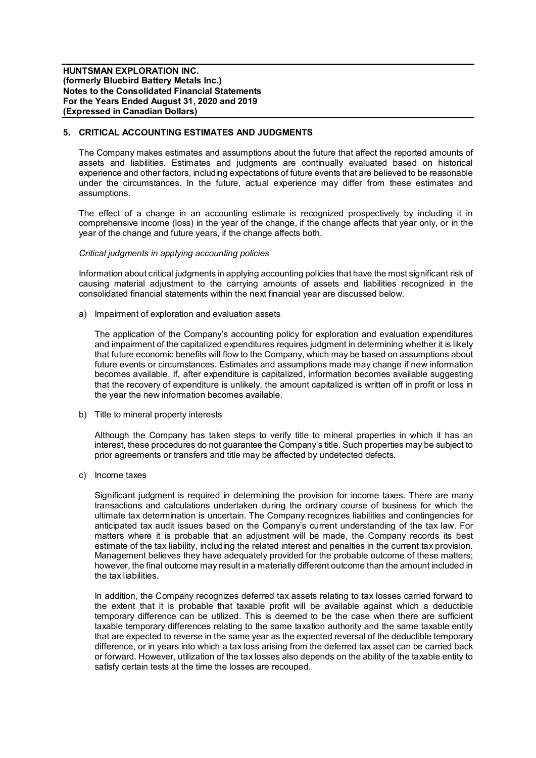## 5. CRITICAL ACCOUNTING ESTIMATES AND JUDGMENTS

The Company makes estimates and assumptions about the future that affect the reported amounts of assets and liabilities. Estimates and judgments are continually evaluated based on historical experience and other factors, including expectations of future events that are believed to be reasonable under the circumstances. In the future, actual experience may differ from these estimates and assumptions.

The effect of a change in an accounting estimate is recognized prospectively by including it in comprehensive income (loss) in the year of the change, if the change affects that year only, or in the year of the change and future years, if the change affects both.

*Critical judgments in applying accounting policies*

Information about critical judgments in applying accounting policies that have the most significant risk of causing material adjustment to the carrying amounts of assets and liabilities recognized in the consolidated financial statements within the next financial year are discussed below.

a) Impairment of exploration and evaluation assets

The application of the Company's accounting policy for exploration and evaluation expenditures and impairment of the capitalized expenditures requires judgment in determining whether it is likely that future economic benefits will flow to the Company, which may be based on assumptions about future events or circumstances. Estimates and assumptions made may change if new information becomes available. If, after expenditure is capitalized, information becomes available suggesting that the recovery of expenditure is unlikely, the amount capitalized is written off in profit or loss in the year the new information becomes available.

b) Title to mineral property interests

Although the Company has taken steps to verify title to mineral properties in which it has an interest, these procedures do not guarantee the Company's title. Such properties may be subject to prior agreements or transfers and title may be affected by undetected defects.

c) Income taxes

Significant judgment is required in determining the provision for income taxes. There are many transactions and calculations undertaken during the ordinary course of business for which the ultimate tax determination is uncertain. The Company recognizes liabilities and contingencies for anticipated tax audit issues based on the Company's current understanding of the tax law. For matters where it is probable that an adjustment will be made, the Company records its best estimate of the tax liability, including the related interest and penalties in the current tax provision. Management believes they have adequately provided for the probable outcome of these matters; however, the final outcome may result in a materially different outcome than the amount included in the tax liabilities.

In addition, the Company recognizes deferred tax assets relating to tax losses carried forward to the extent that it is probable that taxable profit will be available against which a deductible temporary difference can be utilized. This is deemed to be the case when there are sufficient taxable temporary differences relating to the same taxation authority and the same taxable entity that are expected to reverse in the same year as the expected reversal of the deductible temporary difference, or in years into which a tax loss arising from the deferred tax asset can be carried back or forward. However, utilization of the tax losses also depends on the ability of the taxable entity to satisfy certain tests at the time the losses are recouped.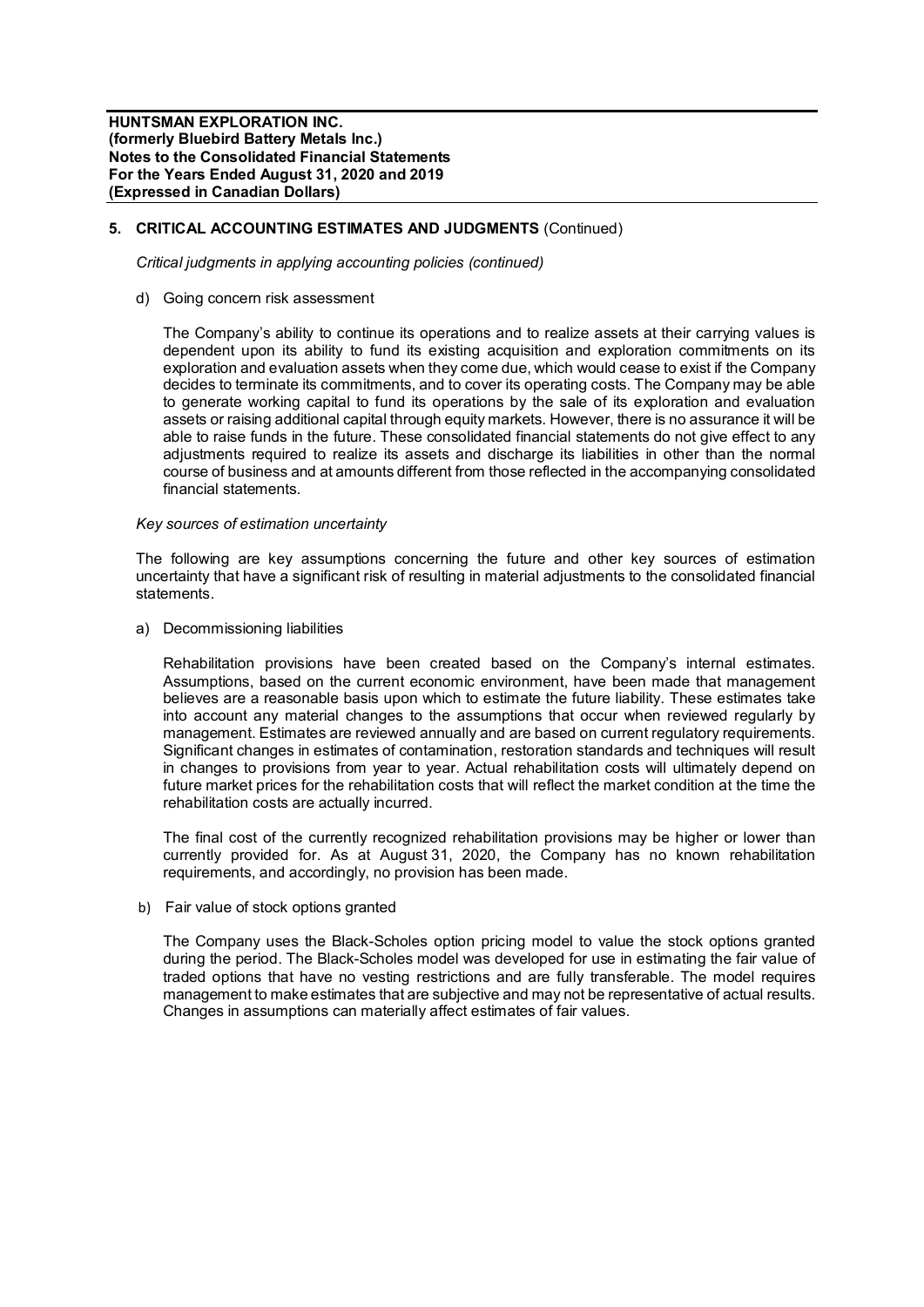## 5. CRITICAL ACCOUNTING ESTIMATES AND JUDGMENTS (Continued)

*Critical judgments in applying accounting policies (continued)*

d) Going concern risk assessment

The Company's ability to continue its operations and to realize assets at their carrying values is dependent upon its ability to fund its existing acquisition and exploration commitments on its exploration and evaluation assets when they come due, which would cease to exist if the Company decides to terminate its commitments, and to cover its operating costs. The Company may be able to generate working capital to fund its operations by the sale of its exploration and evaluation assets or raising additional capital through equity markets. However, there is no assurance it will be able to raise funds in the future. These consolidated financial statements do not give effect to any adjustments required to realize its assets and discharge its liabilities in other than the normal course of business and at amounts different from those reflected in the accompanying consolidated financial statements.

*Key sources of estimation uncertainty*

The following are key assumptions concerning the future and other key sources of estimation uncertainty that have a significant risk of resulting in material adjustments to the consolidated financial statements.

a) Decommissioning liabilities

Rehabilitation provisions have been created based on the Company's internal estimates. Assumptions, based on the current economic environment, have been made that management believes are a reasonable basis upon which to estimate the future liability. These estimates take into account any material changes to the assumptions that occur when reviewed regularly by management. Estimates are reviewed annually and are based on current regulatory requirements. Significant changes in estimates of contamination, restoration standards and techniques will result in changes to provisions from year to year. Actual rehabilitation costs will ultimately depend on future market prices for the rehabilitation costs that will reflect the market condition at the time the rehabilitation costs are actually incurred.

The final cost of the currently recognized rehabilitation provisions may be higher or lower than currently provided for. As at August 31, 2020, the Company has no known rehabilitation requirements, and accordingly, no provision has been made.

b) Fair value of stock options granted

The Company uses the Black-Scholes option pricing model to value the stock options granted during the period. The Black-Scholes model was developed for use in estimating the fair value of traded options that have no vesting restrictions and are fully transferable. The model requires management to make estimates that are subjective and may not be representative of actual results. Changes in assumptions can materially affect estimates of fair values.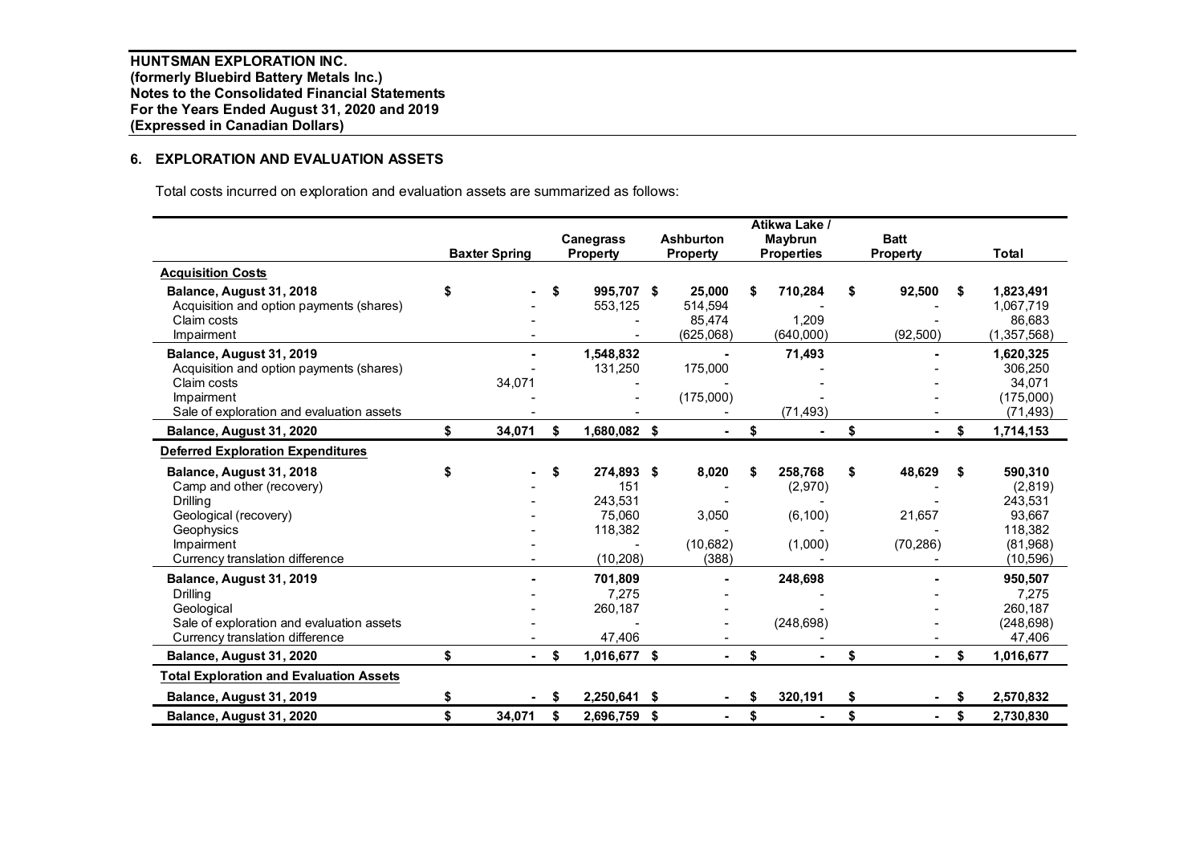**HUNTSMAN EXPLORATION INC.**
**(formerly Bluebird Battery Metals Inc.)**
**Notes to the Consolidated Financial Statements**
**For the Years Ended August 31, 2020 and 2019**
**(Expressed in Canadian Dollars)**

## 6. EXPLORATION AND EVALUATION ASSETS

Total costs incurred on exploration and evaluation assets are summarized as follows:

| | Baxter Spring | Canegrass Property | Ashburton Property | Atikwa Lake / Maybrun Properties | Batt Property | Total |
|---|---|---|---|---|---|---|
| **Acquisition Costs** | | | | | | |
| **Balance, August 31, 2018** | **$ -** | **$ 995,707** | **$ 25,000** | **$ 710,284** | **$ 92,500** | **$ 1,823,491** |
| Acquisition and option payments (shares) | - | 553,125 | 514,594 | - | - | 1,067,719 |
| Claim costs | - | - | 85,474 | 1,209 | - | 86,683 |
| Impairment | - | - | (625,068) | (640,000) | (92,500) | (1,357,568) |
| **Balance, August 31, 2019** | **-** | **1,548,832** | **-** | **71,493** | **-** | **1,620,325** |
| Acquisition and option payments (shares) | - | 131,250 | 175,000 | - | - | 306,250 |
| Claim costs | 34,071 | - | - | - | - | 34,071 |
| Impairment | - | - | (175,000) | - | - | (175,000) |
| Sale of exploration and evaluation assets | - | - | - | (71,493) | - | (71,493) |
| **Balance, August 31, 2020** | **$ 34,071** | **$ 1,680,082** | **$ -** | **$ -** | **$ -** | **$ 1,714,153** |
| **Deferred Exploration Expenditures** | | | | | | |
| **Balance, August 31, 2018** | **$ -** | **$ 274,893** | **$ 8,020** | **$ 258,768** | **$ 48,629** | **$ 590,310** |
| Camp and other (recovery) | - | 151 | - | (2,970) | - | (2,819) |
| Drilling | - | 243,531 | - | - | - | 243,531 |
| Geological (recovery) | - | 75,060 | 3,050 | (6,100) | 21,657 | 93,667 |
| Geophysics | - | 118,382 | - | - | - | 118,382 |
| Impairment | - | - | (10,682) | (1,000) | (70,286) | (81,968) |
| Currency translation difference | - | (10,208) | (388) | - | - | (10,596) |
| **Balance, August 31, 2019** | **-** | **701,809** | **-** | **248,698** | **-** | **950,507** |
| Drilling | - | 7,275 | - | - | - | 7,275 |
| Geological | - | 260,187 | - | - | - | 260,187 |
| Sale of exploration and evaluation assets | - | - | - | (248,698) | - | (248,698) |
| Currency translation difference | - | 47,406 | - | - | - | 47,406 |
| **Balance, August 31, 2020** | **$ -** | **$ 1,016,677** | **$ -** | **$ -** | **$ -** | **$ 1,016,677** |
| **Total Exploration and Evaluation Assets** | | | | | | |
| **Balance, August 31, 2019** | **$ -** | **$ 2,250,641** | **$ -** | **$ 320,191** | **$ -** | **$ 2,570,832** |
| **Balance, August 31, 2020** | **$ 34,071** | **$ 2,696,759** | **$ -** | **$ -** | **$ -** | **$ 2,730,830** |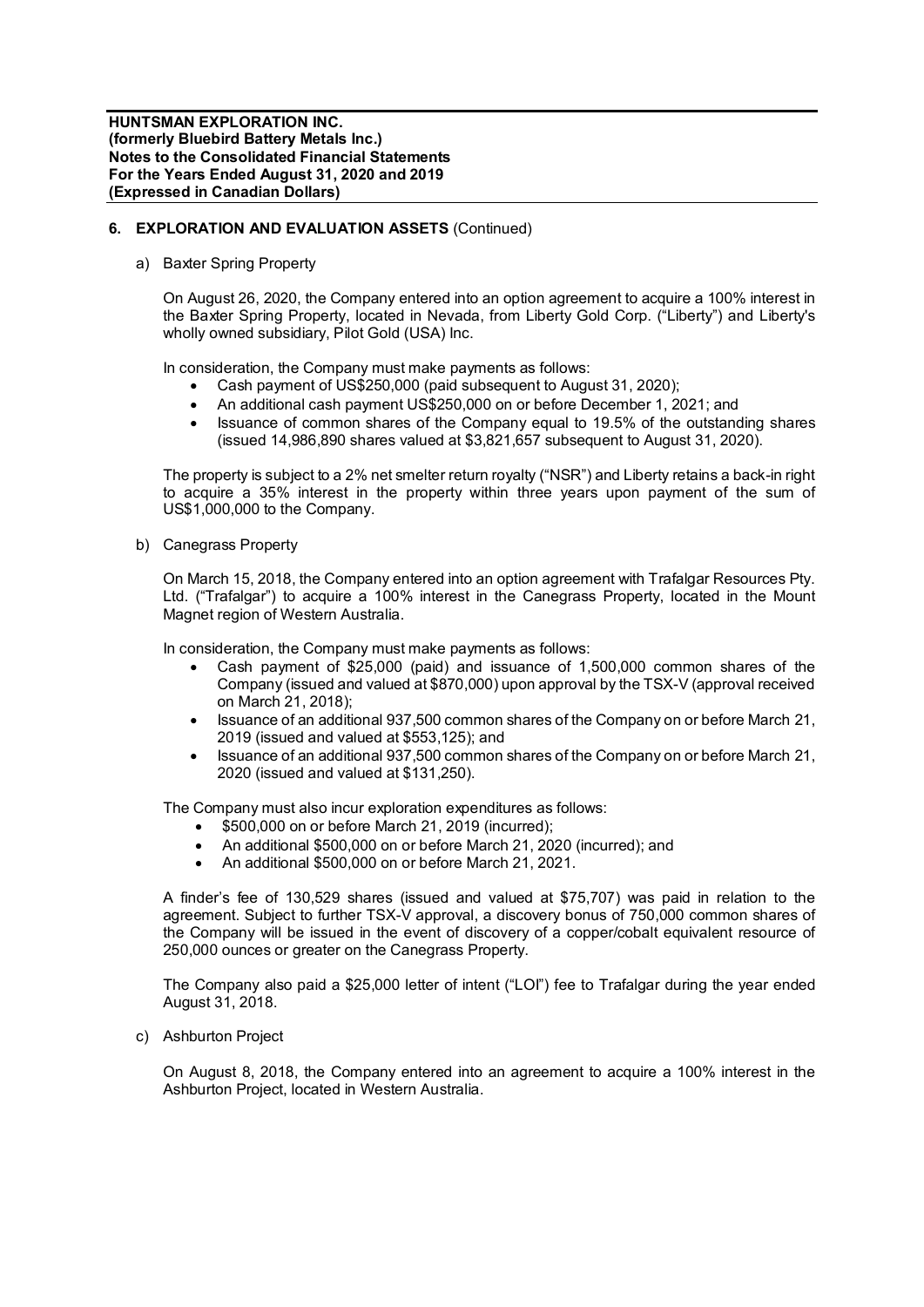## 6. EXPLORATION AND EVALUATION ASSETS (Continued)

a) Baxter Spring Property

On August 26, 2020, the Company entered into an option agreement to acquire a 100% interest in the Baxter Spring Property, located in Nevada, from Liberty Gold Corp. ("Liberty") and Liberty's wholly owned subsidiary, Pilot Gold (USA) Inc.

In consideration, the Company must make payments as follows:

- Cash payment of US$250,000 (paid subsequent to August 31, 2020);
- An additional cash payment US$250,000 on or before December 1, 2021; and
- Issuance of common shares of the Company equal to 19.5% of the outstanding shares (issued 14,986,890 shares valued at $3,821,657 subsequent to August 31, 2020).

The property is subject to a 2% net smelter return royalty ("NSR") and Liberty retains a back-in right to acquire a 35% interest in the property within three years upon payment of the sum of US$1,000,000 to the Company.

b) Canegrass Property

On March 15, 2018, the Company entered into an option agreement with Trafalgar Resources Pty. Ltd. ("Trafalgar") to acquire a 100% interest in the Canegrass Property, located in the Mount Magnet region of Western Australia.

In consideration, the Company must make payments as follows:

- Cash payment of $25,000 (paid) and issuance of 1,500,000 common shares of the Company (issued and valued at $870,000) upon approval by the TSX-V (approval received on March 21, 2018);
- Issuance of an additional 937,500 common shares of the Company on or before March 21, 2019 (issued and valued at $553,125); and
- Issuance of an additional 937,500 common shares of the Company on or before March 21, 2020 (issued and valued at $131,250).

The Company must also incur exploration expenditures as follows:

- $500,000 on or before March 21, 2019 (incurred);
- An additional $500,000 on or before March 21, 2020 (incurred); and
- An additional $500,000 on or before March 21, 2021.

A finder's fee of 130,529 shares (issued and valued at $75,707) was paid in relation to the agreement. Subject to further TSX-V approval, a discovery bonus of 750,000 common shares of the Company will be issued in the event of discovery of a copper/cobalt equivalent resource of 250,000 ounces or greater on the Canegrass Property.

The Company also paid a $25,000 letter of intent ("LOI") fee to Trafalgar during the year ended August 31, 2018.

c) Ashburton Project

On August 8, 2018, the Company entered into an agreement to acquire a 100% interest in the Ashburton Project, located in Western Australia.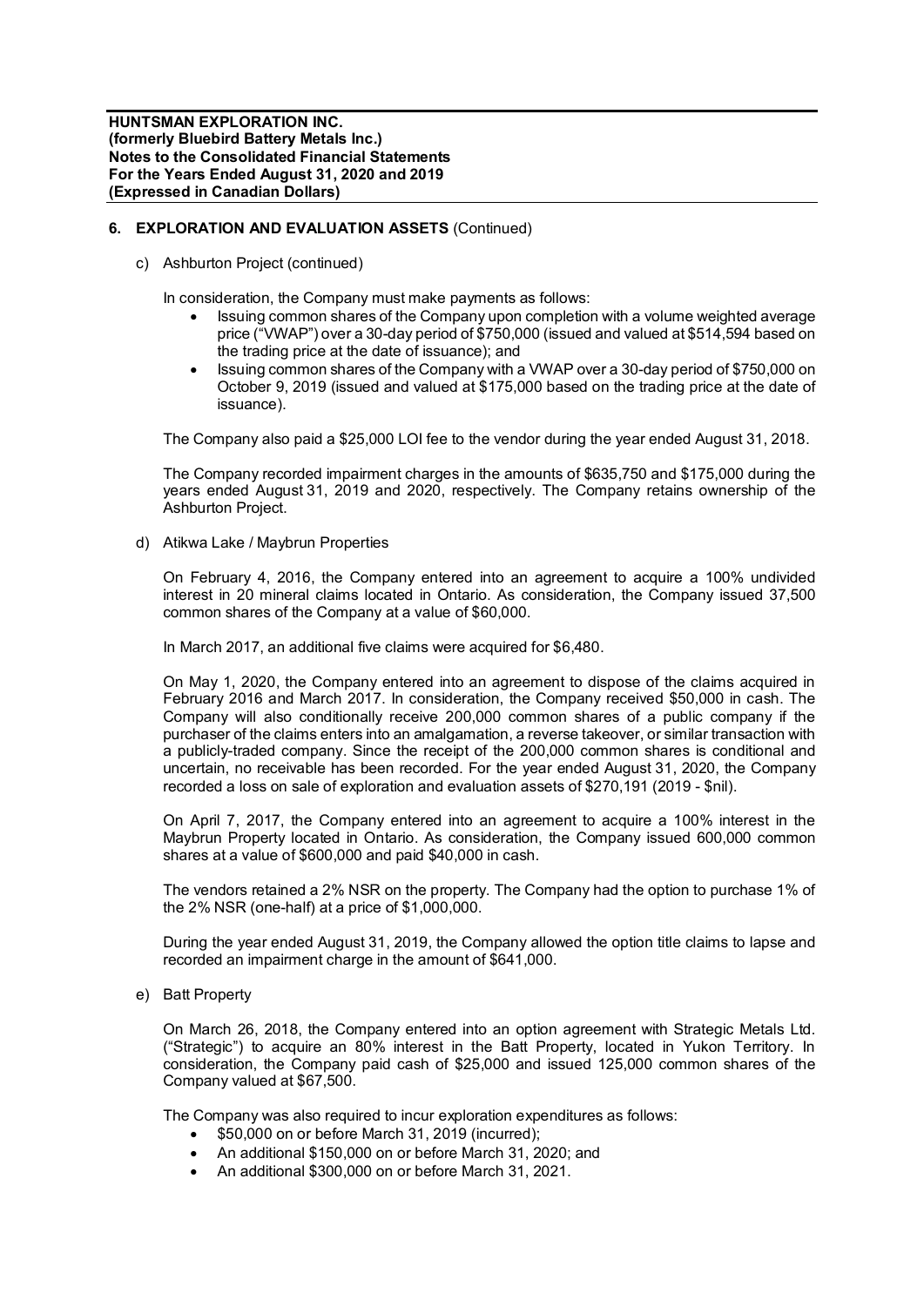## 6. EXPLORATION AND EVALUATION ASSETS (Continued)

c) Ashburton Project (continued)

In consideration, the Company must make payments as follows:

- Issuing common shares of the Company upon completion with a volume weighted average price ("VWAP") over a 30-day period of $750,000 (issued and valued at $514,594 based on the trading price at the date of issuance); and
- Issuing common shares of the Company with a VWAP over a 30-day period of $750,000 on October 9, 2019 (issued and valued at $175,000 based on the trading price at the date of issuance).

The Company also paid a $25,000 LOI fee to the vendor during the year ended August 31, 2018.

The Company recorded impairment charges in the amounts of $635,750 and $175,000 during the years ended August 31, 2019 and 2020, respectively. The Company retains ownership of the Ashburton Project.

d) Atikwa Lake / Maybrun Properties

On February 4, 2016, the Company entered into an agreement to acquire a 100% undivided interest in 20 mineral claims located in Ontario. As consideration, the Company issued 37,500 common shares of the Company at a value of $60,000.

In March 2017, an additional five claims were acquired for $6,480.

On May 1, 2020, the Company entered into an agreement to dispose of the claims acquired in February 2016 and March 2017. In consideration, the Company received $50,000 in cash. The Company will also conditionally receive 200,000 common shares of a public company if the purchaser of the claims enters into an amalgamation, a reverse takeover, or similar transaction with a publicly-traded company. Since the receipt of the 200,000 common shares is conditional and uncertain, no receivable has been recorded. For the year ended August 31, 2020, the Company recorded a loss on sale of exploration and evaluation assets of $270,191 (2019 - $nil).

On April 7, 2017, the Company entered into an agreement to acquire a 100% interest in the Maybrun Property located in Ontario. As consideration, the Company issued 600,000 common shares at a value of $600,000 and paid $40,000 in cash.

The vendors retained a 2% NSR on the property. The Company had the option to purchase 1% of the 2% NSR (one-half) at a price of $1,000,000.

During the year ended August 31, 2019, the Company allowed the option title claims to lapse and recorded an impairment charge in the amount of $641,000.

e) Batt Property

On March 26, 2018, the Company entered into an option agreement with Strategic Metals Ltd. ("Strategic") to acquire an 80% interest in the Batt Property, located in Yukon Territory. In consideration, the Company paid cash of $25,000 and issued 125,000 common shares of the Company valued at $67,500.

The Company was also required to incur exploration expenditures as follows:

- $50,000 on or before March 31, 2019 (incurred);
- An additional $150,000 on or before March 31, 2020; and
- An additional $300,000 on or before March 31, 2021.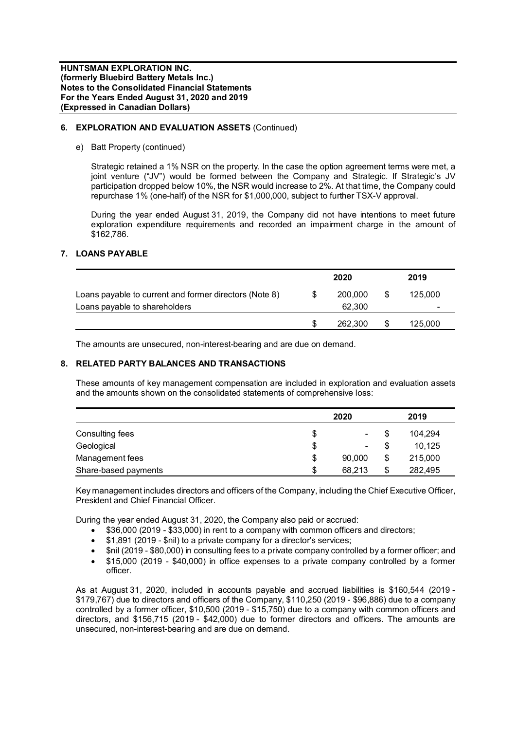**HUNTSMAN EXPLORATION INC.**
**(formerly Bluebird Battery Metals Inc.)**
**Notes to the Consolidated Financial Statements**
**For the Years Ended August 31, 2020 and 2019**
**(Expressed in Canadian Dollars)**

## 6. EXPLORATION AND EVALUATION ASSETS (Continued)

e) Batt Property (continued)

Strategic retained a 1% NSR on the property. In the case the option agreement terms were met, a joint venture ("JV") would be formed between the Company and Strategic. If Strategic's JV participation dropped below 10%, the NSR would increase to 2%. At that time, the Company could repurchase 1% (one-half) of the NSR for $1,000,000, subject to further TSX-V approval.

During the year ended August 31, 2019, the Company did not have intentions to meet future exploration expenditure requirements and recorded an impairment charge in the amount of $162,786.

## 7. LOANS PAYABLE

| | 2020 | 2019 |
|---|---|---|
| Loans payable to current and former directors (Note 8) | $ 200,000 | $ 125,000 |
| Loans payable to shareholders | 62,300 | - |
| | $ 262,300 | $ 125,000 |

The amounts are unsecured, non-interest-bearing and are due on demand.

## 8. RELATED PARTY BALANCES AND TRANSACTIONS

These amounts of key management compensation are included in exploration and evaluation assets and the amounts shown on the consolidated statements of comprehensive loss:

| | 2020 | 2019 |
|---|---|---|
| Consulting fees | $ - | $ 104,294 |
| Geological | $ - | $ 10,125 |
| Management fees | $ 90,000 | $ 215,000 |
| Share-based payments | $ 68,213 | $ 282,495 |

Key management includes directors and officers of the Company, including the Chief Executive Officer, President and Chief Financial Officer.

During the year ended August 31, 2020, the Company also paid or accrued:

- $36,000 (2019 - $33,000) in rent to a company with common officers and directors;
- $1,891 (2019 - $nil) to a private company for a director's services;
- $nil (2019 - $80,000) in consulting fees to a private company controlled by a former officer; and
- $15,000 (2019 - $40,000) in office expenses to a private company controlled by a former officer.

As at August 31, 2020, included in accounts payable and accrued liabilities is $160,544 (2019 - $179,767) due to directors and officers of the Company, $110,250 (2019 - $96,886) due to a company controlled by a former officer, $10,500 (2019 - $15,750) due to a company with common officers and directors, and $156,715 (2019 - $42,000) due to former directors and officers. The amounts are unsecured, non-interest-bearing and are due on demand.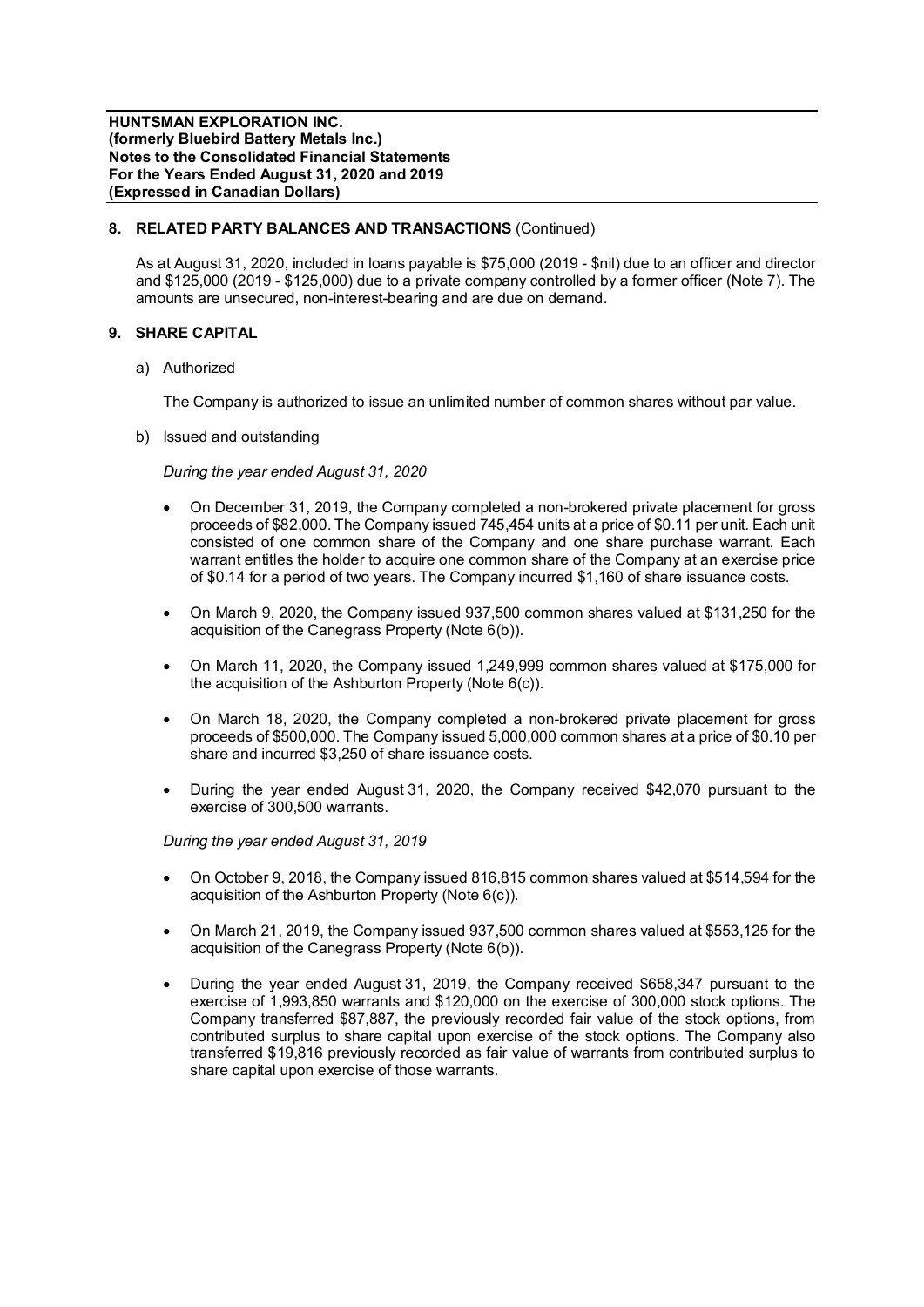## 8. RELATED PARTY BALANCES AND TRANSACTIONS (Continued)

As at August 31, 2020, included in loans payable is $75,000 (2019 - $nil) due to an officer and director and $125,000 (2019 - $125,000) due to a private company controlled by a former officer (Note 7). The amounts are unsecured, non-interest-bearing and are due on demand.

## 9. SHARE CAPITAL

a) Authorized

The Company is authorized to issue an unlimited number of common shares without par value.

b) Issued and outstanding

*During the year ended August 31, 2020*

- On December 31, 2019, the Company completed a non-brokered private placement for gross proceeds of $82,000. The Company issued 745,454 units at a price of $0.11 per unit. Each unit consisted of one common share of the Company and one share purchase warrant. Each warrant entitles the holder to acquire one common share of the Company at an exercise price of $0.14 for a period of two years. The Company incurred $1,160 of share issuance costs.
- On March 9, 2020, the Company issued 937,500 common shares valued at $131,250 for the acquisition of the Canegrass Property (Note 6(b)).
- On March 11, 2020, the Company issued 1,249,999 common shares valued at $175,000 for the acquisition of the Ashburton Property (Note 6(c)).
- On March 18, 2020, the Company completed a non-brokered private placement for gross proceeds of $500,000. The Company issued 5,000,000 common shares at a price of $0.10 per share and incurred $3,250 of share issuance costs.
- During the year ended August 31, 2020, the Company received $42,070 pursuant to the exercise of 300,500 warrants.

*During the year ended August 31, 2019*

- On October 9, 2018, the Company issued 816,815 common shares valued at $514,594 for the acquisition of the Ashburton Property (Note 6(c)).
- On March 21, 2019, the Company issued 937,500 common shares valued at $553,125 for the acquisition of the Canegrass Property (Note 6(b)).
- During the year ended August 31, 2019, the Company received $658,347 pursuant to the exercise of 1,993,850 warrants and $120,000 on the exercise of 300,000 stock options. The Company transferred $87,887, the previously recorded fair value of the stock options, from contributed surplus to share capital upon exercise of the stock options. The Company also transferred $19,816 previously recorded as fair value of warrants from contributed surplus to share capital upon exercise of those warrants.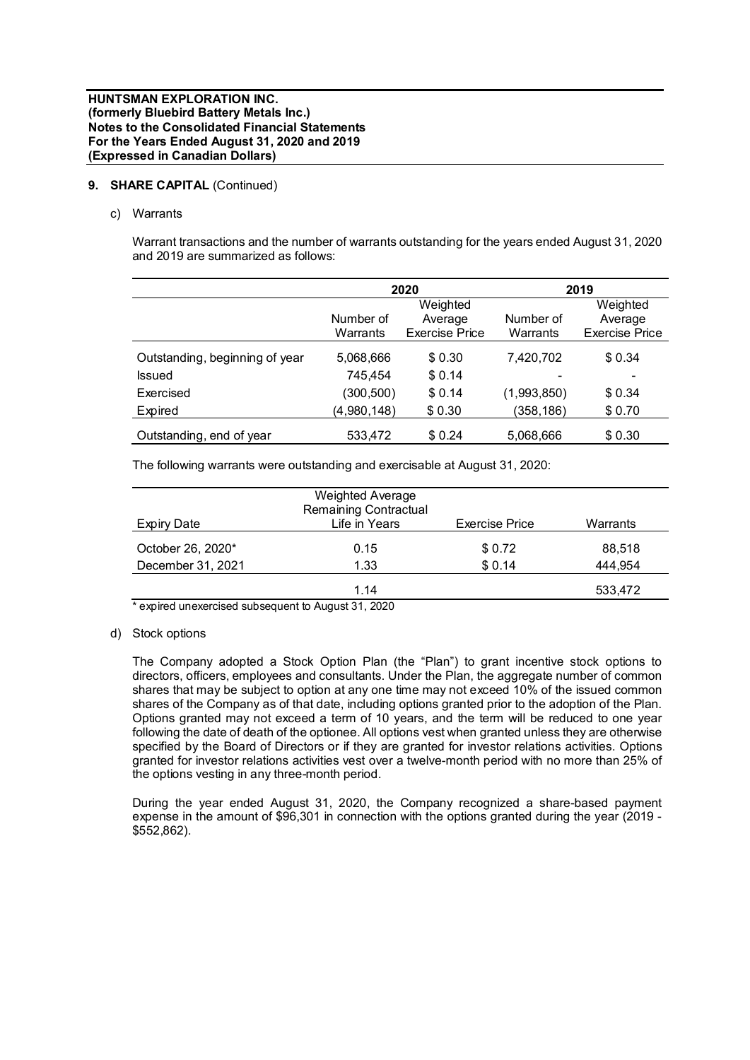**HUNTSMAN EXPLORATION INC.**
**(formerly Bluebird Battery Metals Inc.)**
**Notes to the Consolidated Financial Statements**
**For the Years Ended August 31, 2020 and 2019**
**(Expressed in Canadian Dollars)**

## 9. SHARE CAPITAL (Continued)

### c) Warrants

Warrant transactions and the number of warrants outstanding for the years ended August 31, 2020 and 2019 are summarized as follows:

| | 2020 | | 2019 | |
|---|---|---|---|---|
| | Number of Warrants | Weighted Average Exercise Price | Number of Warrants | Weighted Average Exercise Price |
| Outstanding, beginning of year | 5,068,666 | $ 0.30 | 7,420,702 | $ 0.34 |
| Issued | 745,454 | $ 0.14 | - | - |
| Exercised | (300,500) | $ 0.14 | (1,993,850) | $ 0.34 |
| Expired | (4,980,148) | $ 0.30 | (358,186) | $ 0.70 |
| Outstanding, end of year | 533,472 | $ 0.24 | 5,068,666 | $ 0.30 |

The following warrants were outstanding and exercisable at August 31, 2020:

| Expiry Date | Weighted Average Remaining Contractual Life in Years | Exercise Price | Warrants |
|---|---|---|---|
| October 26, 2020* | 0.15 | $ 0.72 | 88,518 |
| December 31, 2021 | 1.33 | $ 0.14 | 444,954 |
| | 1.14 | | 533,472 |

* expired unexercised subsequent to August 31, 2020

### d) Stock options

The Company adopted a Stock Option Plan (the "Plan") to grant incentive stock options to directors, officers, employees and consultants. Under the Plan, the aggregate number of common shares that may be subject to option at any one time may not exceed 10% of the issued common shares of the Company as of that date, including options granted prior to the adoption of the Plan. Options granted may not exceed a term of 10 years, and the term will be reduced to one year following the date of death of the optionee. All options vest when granted unless they are otherwise specified by the Board of Directors or if they are granted for investor relations activities. Options granted for investor relations activities vest over a twelve-month period with no more than 25% of the options vesting in any three-month period.

During the year ended August 31, 2020, the Company recognized a share-based payment expense in the amount of $96,301 in connection with the options granted during the year (2019 - $552,862).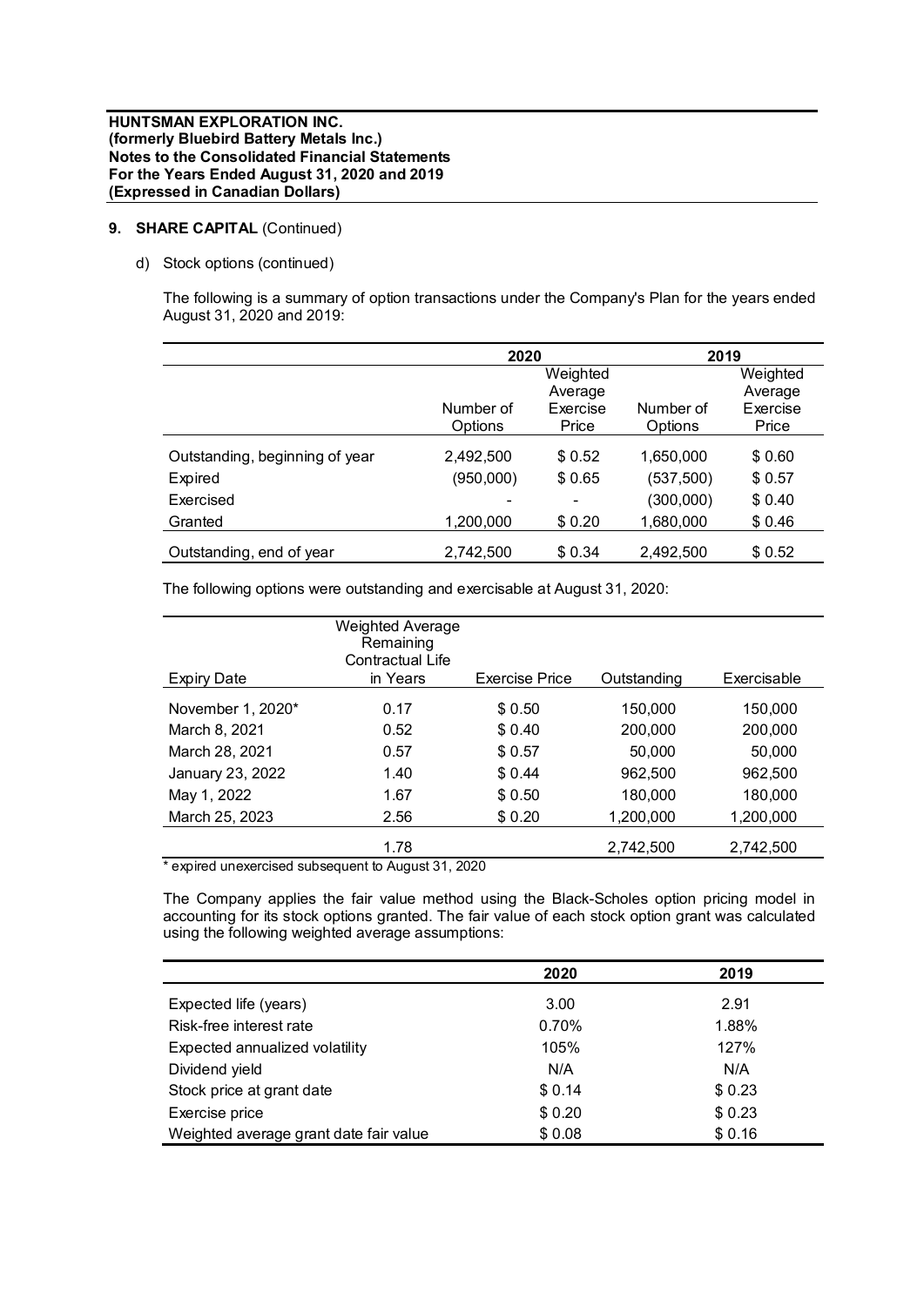**HUNTSMAN EXPLORATION INC.**
**(formerly Bluebird Battery Metals Inc.)**
**Notes to the Consolidated Financial Statements**
**For the Years Ended August 31, 2020 and 2019**
**(Expressed in Canadian Dollars)**

## 9. SHARE CAPITAL (Continued)

d) Stock options (continued)

The following is a summary of option transactions under the Company's Plan for the years ended August 31, 2020 and 2019:

| | 2020 | | 2019 | |
|---|---|---|---|---|
| | Number of Options | Weighted Average Exercise Price | Number of Options | Weighted Average Exercise Price |
| Outstanding, beginning of year | 2,492,500 | $ 0.52 | 1,650,000 | $ 0.60 |
| Expired | (950,000) | $ 0.65 | (537,500) | $ 0.57 |
| Exercised | - | - | (300,000) | $ 0.40 |
| Granted | 1,200,000 | $ 0.20 | 1,680,000 | $ 0.46 |
| Outstanding, end of year | 2,742,500 | $ 0.34 | 2,492,500 | $ 0.52 |

The following options were outstanding and exercisable at August 31, 2020:

| Expiry Date | Weighted Average Remaining Contractual Life in Years | Exercise Price | Outstanding | Exercisable |
|---|---|---|---|---|
| November 1, 2020* | 0.17 | $ 0.50 | 150,000 | 150,000 |
| March 8, 2021 | 0.52 | $ 0.40 | 200,000 | 200,000 |
| March 28, 2021 | 0.57 | $ 0.57 | 50,000 | 50,000 |
| January 23, 2022 | 1.40 | $ 0.44 | 962,500 | 962,500 |
| May 1, 2022 | 1.67 | $ 0.50 | 180,000 | 180,000 |
| March 25, 2023 | 2.56 | $ 0.20 | 1,200,000 | 1,200,000 |
| | 1.78 | | 2,742,500 | 2,742,500 |

\* expired unexercised subsequent to August 31, 2020

The Company applies the fair value method using the Black-Scholes option pricing model in accounting for its stock options granted. The fair value of each stock option grant was calculated using the following weighted average assumptions:

| | 2020 | 2019 |
|---|---|---|
| Expected life (years) | 3.00 | 2.91 |
| Risk-free interest rate | 0.70% | 1.88% |
| Expected annualized volatility | 105% | 127% |
| Dividend yield | N/A | N/A |
| Stock price at grant date | $ 0.14 | $ 0.23 |
| Exercise price | $ 0.20 | $ 0.23 |
| Weighted average grant date fair value | $ 0.08 | $ 0.16 |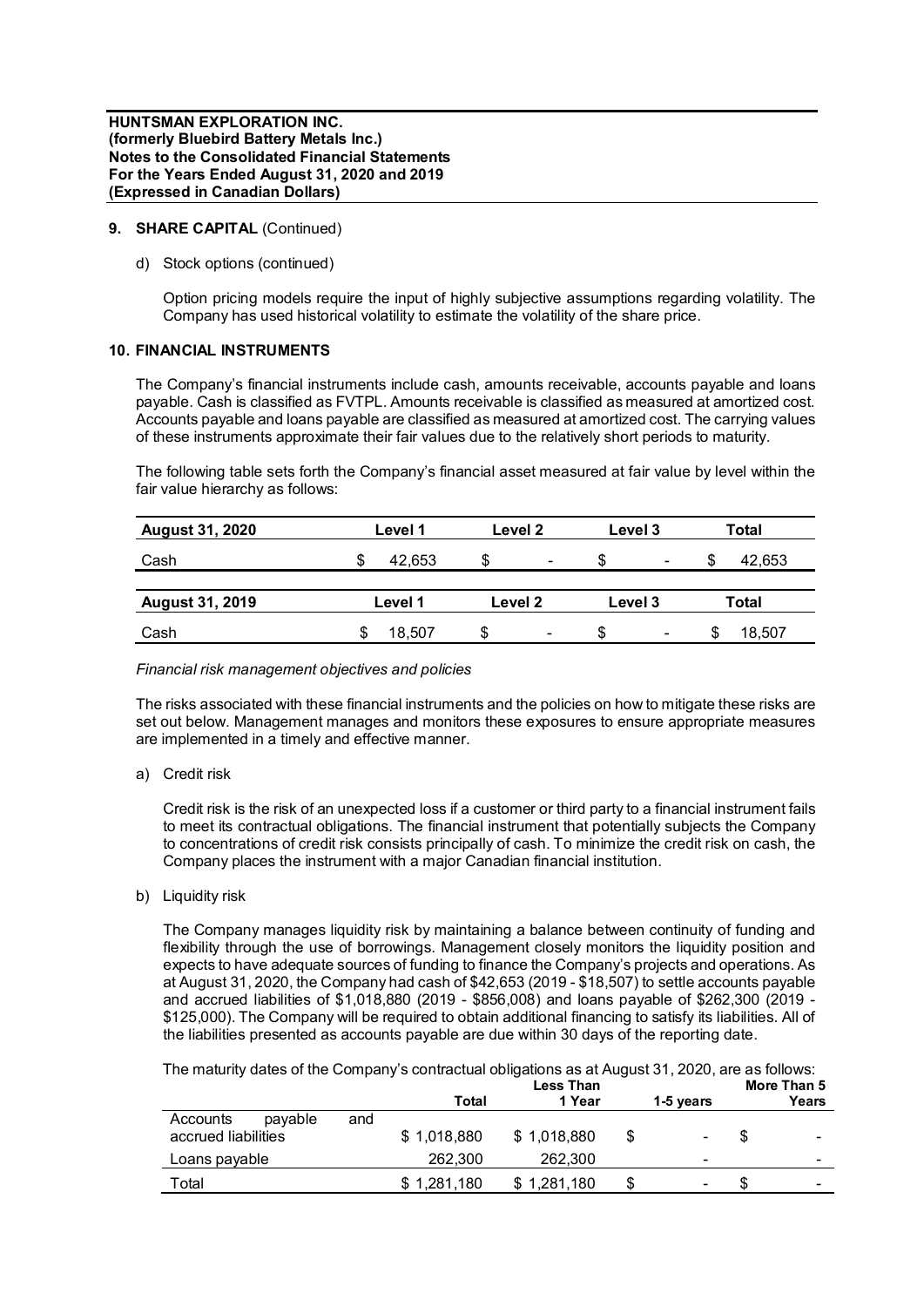## 9. SHARE CAPITAL (Continued)

d) Stock options (continued)

Option pricing models require the input of highly subjective assumptions regarding volatility. The Company has used historical volatility to estimate the volatility of the share price.

## 10. FINANCIAL INSTRUMENTS

The Company's financial instruments include cash, amounts receivable, accounts payable and loans payable. Cash is classified as FVTPL. Amounts receivable is classified as measured at amortized cost. Accounts payable and loans payable are classified as measured at amortized cost. The carrying values of these instruments approximate their fair values due to the relatively short periods to maturity.

The following table sets forth the Company's financial asset measured at fair value by level within the fair value hierarchy as follows:

| **August 31, 2020** | **Level 1** | **Level 2** | **Level 3** | **Total** |
|---|---|---|---|---|
| Cash | $ 42,653 | $ - | $ - | $ 42,653 |

| **August 31, 2019** | **Level 1** | **Level 2** | **Level 3** | **Total** |
|---|---|---|---|---|
| Cash | $ 18,507 | $ - | $ - | $ 18,507 |

*Financial risk management objectives and policies*

The risks associated with these financial instruments and the policies on how to mitigate these risks are set out below. Management manages and monitors these exposures to ensure appropriate measures are implemented in a timely and effective manner.

a) Credit risk

Credit risk is the risk of an unexpected loss if a customer or third party to a financial instrument fails to meet its contractual obligations. The financial instrument that potentially subjects the Company to concentrations of credit risk consists principally of cash. To minimize the credit risk on cash, the Company places the instrument with a major Canadian financial institution.

b) Liquidity risk

The Company manages liquidity risk by maintaining a balance between continuity of funding and flexibility through the use of borrowings. Management closely monitors the liquidity position and expects to have adequate sources of funding to finance the Company's projects and operations. As at August 31, 2020, the Company had cash of $42,653 (2019 - $18,507) to settle accounts payable and accrued liabilities of $1,018,880 (2019 - $856,008) and loans payable of $262,300 (2019 - $125,000). The Company will be required to obtain additional financing to satisfy its liabilities. All of the liabilities presented as accounts payable are due within 30 days of the reporting date.

The maturity dates of the Company's contractual obligations as at August 31, 2020, are as follows:

| | **Total** | **Less Than 1 Year** | **1-5 years** | **More Than 5 Years** |
|---|---|---|---|---|
| Accounts payable and accrued liabilities | $ 1,018,880 | $ 1,018,880 | $ - | $ - |
| Loans payable | 262,300 | 262,300 | - | - |
| Total | $ 1,281,180 | $ 1,281,180 | $ - | $ - |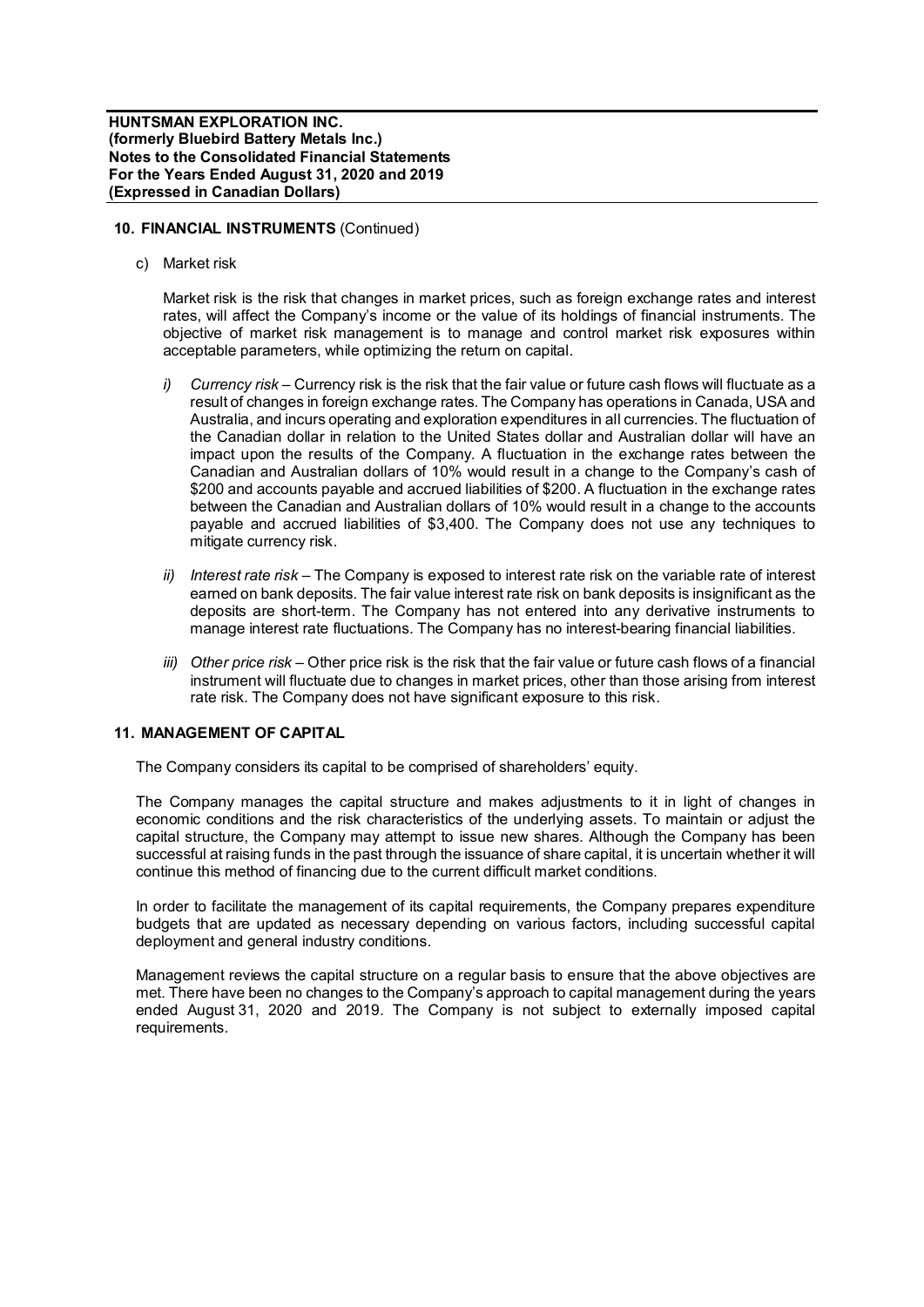## 10. FINANCIAL INSTRUMENTS (Continued)

c) Market risk

Market risk is the risk that changes in market prices, such as foreign exchange rates and interest rates, will affect the Company's income or the value of its holdings of financial instruments. The objective of market risk management is to manage and control market risk exposures within acceptable parameters, while optimizing the return on capital.

i) *Currency risk* – Currency risk is the risk that the fair value or future cash flows will fluctuate as a result of changes in foreign exchange rates. The Company has operations in Canada, USA and Australia, and incurs operating and exploration expenditures in all currencies. The fluctuation of the Canadian dollar in relation to the United States dollar and Australian dollar will have an impact upon the results of the Company. A fluctuation in the exchange rates between the Canadian and Australian dollars of 10% would result in a change to the Company's cash of $200 and accounts payable and accrued liabilities of $200. A fluctuation in the exchange rates between the Canadian and Australian dollars of 10% would result in a change to the accounts payable and accrued liabilities of $3,400. The Company does not use any techniques to mitigate currency risk.

ii) *Interest rate risk* – The Company is exposed to interest rate risk on the variable rate of interest earned on bank deposits. The fair value interest rate risk on bank deposits is insignificant as the deposits are short-term. The Company has not entered into any derivative instruments to manage interest rate fluctuations. The Company has no interest-bearing financial liabilities.

iii) *Other price risk* – Other price risk is the risk that the fair value or future cash flows of a financial instrument will fluctuate due to changes in market prices, other than those arising from interest rate risk. The Company does not have significant exposure to this risk.

## 11. MANAGEMENT OF CAPITAL

The Company considers its capital to be comprised of shareholders' equity.

The Company manages the capital structure and makes adjustments to it in light of changes in economic conditions and the risk characteristics of the underlying assets. To maintain or adjust the capital structure, the Company may attempt to issue new shares. Although the Company has been successful at raising funds in the past through the issuance of share capital, it is uncertain whether it will continue this method of financing due to the current difficult market conditions.

In order to facilitate the management of its capital requirements, the Company prepares expenditure budgets that are updated as necessary depending on various factors, including successful capital deployment and general industry conditions.

Management reviews the capital structure on a regular basis to ensure that the above objectives are met. There have been no changes to the Company's approach to capital management during the years ended August 31, 2020 and 2019. The Company is not subject to externally imposed capital requirements.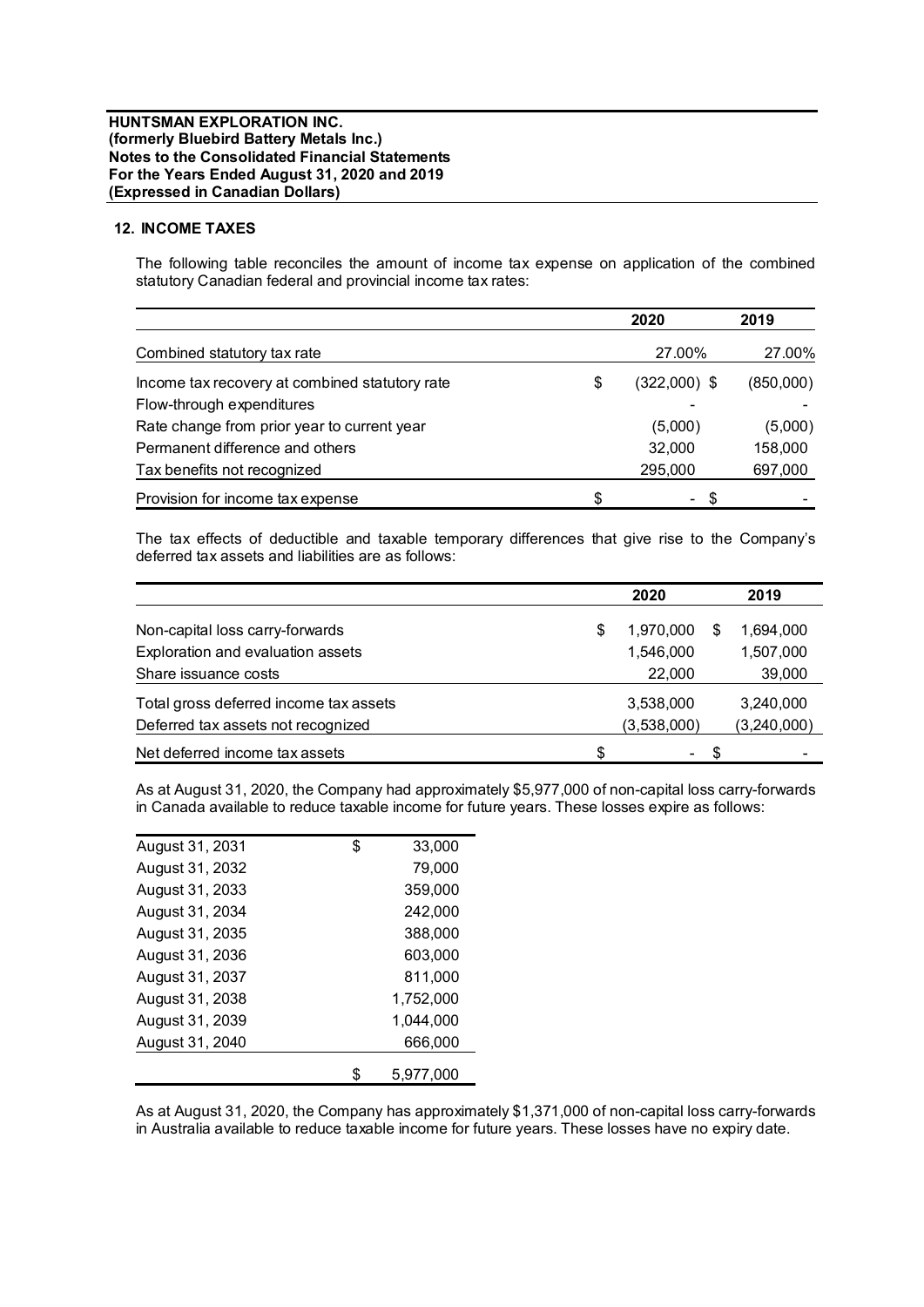**HUNTSMAN EXPLORATION INC.**
**(formerly Bluebird Battery Metals Inc.)**
**Notes to the Consolidated Financial Statements**
**For the Years Ended August 31, 2020 and 2019**
**(Expressed in Canadian Dollars)**

## 12. INCOME TAXES

The following table reconciles the amount of income tax expense on application of the combined statutory Canadian federal and provincial income tax rates:

| | 2020 | 2019 |
|---|---|---|
| Combined statutory tax rate | 27.00% | 27.00% |
| Income tax recovery at combined statutory rate | $ (322,000) | $ (850,000) |
| Flow-through expenditures | - | - |
| Rate change from prior year to current year | (5,000) | (5,000) |
| Permanent difference and others | 32,000 | 158,000 |
| Tax benefits not recognized | 295,000 | 697,000 |
| Provision for income tax expense | $ - | $ - |

The tax effects of deductible and taxable temporary differences that give rise to the Company's deferred tax assets and liabilities are as follows:

| | 2020 | 2019 |
|---|---|---|
| Non-capital loss carry-forwards | $ 1,970,000 | $ 1,694,000 |
| Exploration and evaluation assets | 1,546,000 | 1,507,000 |
| Share issuance costs | 22,000 | 39,000 |
| Total gross deferred income tax assets | 3,538,000 | 3,240,000 |
| Deferred tax assets not recognized | (3,538,000) | (3,240,000) |
| Net deferred income tax assets | $ - | $ - |

As at August 31, 2020, the Company had approximately $5,977,000 of non-capital loss carry-forwards in Canada available to reduce taxable income for future years. These losses expire as follows:

| | |
|---|---|
| August 31, 2031 | $ 33,000 |
| August 31, 2032 | 79,000 |
| August 31, 2033 | 359,000 |
| August 31, 2034 | 242,000 |
| August 31, 2035 | 388,000 |
| August 31, 2036 | 603,000 |
| August 31, 2037 | 811,000 |
| August 31, 2038 | 1,752,000 |
| August 31, 2039 | 1,044,000 |
| August 31, 2040 | 666,000 |
| | $ 5,977,000 |

As at August 31, 2020, the Company has approximately $1,371,000 of non-capital loss carry-forwards in Australia available to reduce taxable income for future years. These losses have no expiry date.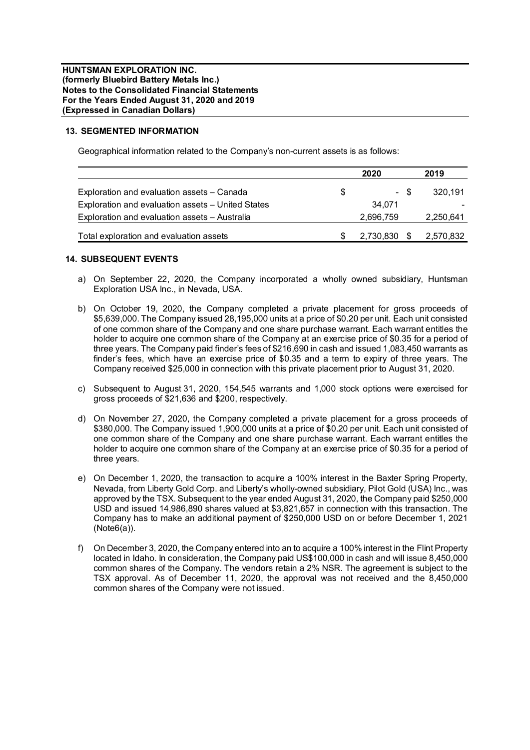**HUNTSMAN EXPLORATION INC.**
**(formerly Bluebird Battery Metals Inc.)**
**Notes to the Consolidated Financial Statements**
**For the Years Ended August 31, 2020 and 2019**
**(Expressed in Canadian Dollars)**

## 13. SEGMENTED INFORMATION

Geographical information related to the Company's non-current assets is as follows:

| | 2020 | 2019 |
|---|---|---|
| Exploration and evaluation assets – Canada | $ - | $ 320,191 |
| Exploration and evaluation assets – United States | 34,071 | - |
| Exploration and evaluation assets – Australia | 2,696,759 | 2,250,641 |
| Total exploration and evaluation assets | $ 2,730,830 | $ 2,570,832 |

## 14. SUBSEQUENT EVENTS

a) On September 22, 2020, the Company incorporated a wholly owned subsidiary, Huntsman Exploration USA Inc., in Nevada, USA.

b) On October 19, 2020, the Company completed a private placement for gross proceeds of $5,639,000. The Company issued 28,195,000 units at a price of $0.20 per unit. Each unit consisted of one common share of the Company and one share purchase warrant. Each warrant entitles the holder to acquire one common share of the Company at an exercise price of $0.35 for a period of three years. The Company paid finder's fees of $216,690 in cash and issued 1,083,450 warrants as finder's fees, which have an exercise price of $0.35 and a term to expiry of three years. The Company received $25,000 in connection with this private placement prior to August 31, 2020.

c) Subsequent to August 31, 2020, 154,545 warrants and 1,000 stock options were exercised for gross proceeds of $21,636 and $200, respectively.

d) On November 27, 2020, the Company completed a private placement for a gross proceeds of $380,000. The Company issued 1,900,000 units at a price of $0.20 per unit. Each unit consisted of one common share of the Company and one share purchase warrant. Each warrant entitles the holder to acquire one common share of the Company at an exercise price of $0.35 for a period of three years.

e) On December 1, 2020, the transaction to acquire a 100% interest in the Baxter Spring Property, Nevada, from Liberty Gold Corp. and Liberty's wholly-owned subsidiary, Pilot Gold (USA) Inc., was approved by the TSX. Subsequent to the year ended August 31, 2020, the Company paid $250,000 USD and issued 14,986,890 shares valued at $3,821,657 in connection with this transaction. The Company has to make an additional payment of $250,000 USD on or before December 1, 2021 (Note6(a)).

f) On December 3, 2020, the Company entered into an to acquire a 100% interest in the Flint Property located in Idaho. In consideration, the Company paid US$100,000 in cash and will issue 8,450,000 common shares of the Company. The vendors retain a 2% NSR. The agreement is subject to the TSX approval. As of December 11, 2020, the approval was not received and the 8,450,000 common shares of the Company were not issued.